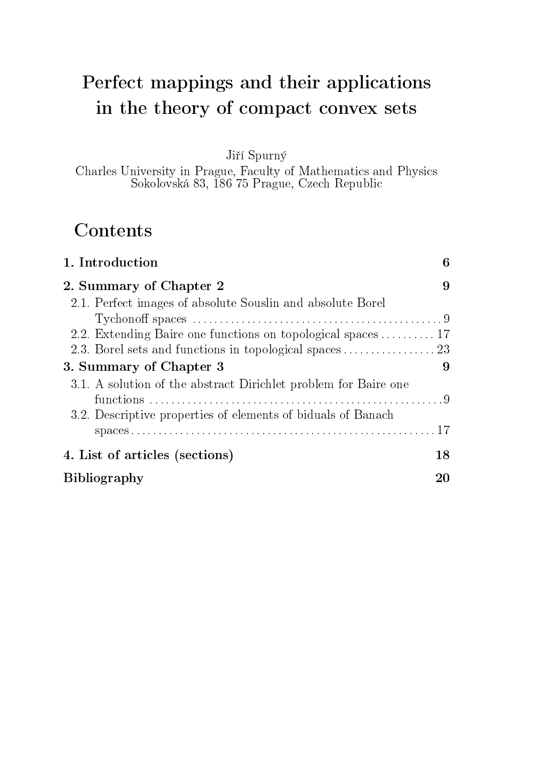# Perfect mappings and their applications in the theory of compact convex sets

Jiří Spurný

Charles University in Prague, Faculty of Mathematics and Physics
Sokolovská 83, 186 75 Prague, Czech Republic

## Contents

**1. Introduction** **6**

**2. Summary of Chapter 2** **9**

- 2.1. Perfect images of absolute Souslin and absolute Borel Tychonoff spaces . . . . . . . . . . 9
- 2.2. Extending Baire one functions on topological spaces . . . . . . . . . . 17
- 2.3. Borel sets and functions in topological spaces . . . . . . . . . . 23

**3. Summary of Chapter 3** **9**

- 3.1. A solution of the abstract Dirichlet problem for Baire one functions . . . . . . . . . . 9
- 3.2. Descriptive properties of elements of biduals of Banach spaces . . . . . . . . . . 17

**4. List of articles (sections)** **18**

**Bibliography** **20**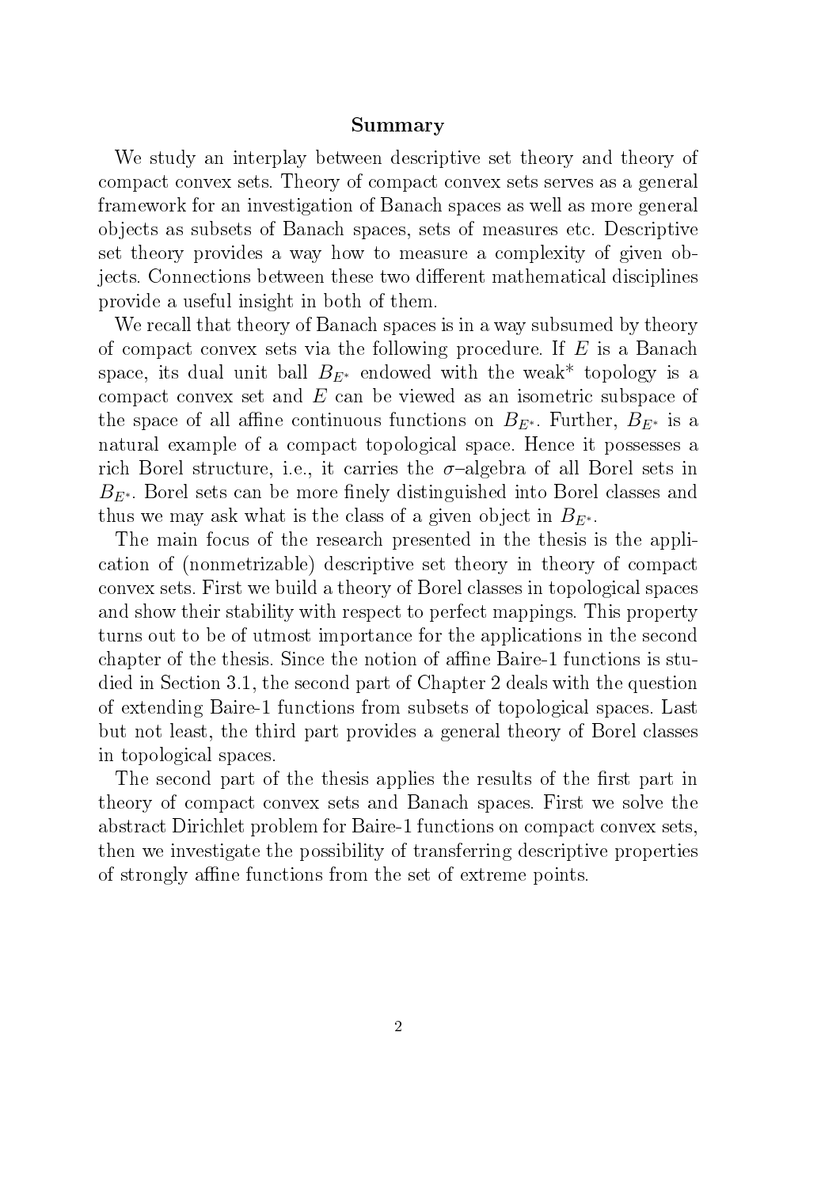## Summary

We study an interplay between descriptive set theory and theory of compact convex sets. Theory of compact convex sets serves as a general framework for an investigation of Banach spaces as well as more general objects as subsets of Banach spaces, sets of measures etc. Descriptive set theory provides a way how to measure a complexity of given objects. Connections between these two different mathematical disciplines provide a useful insight in both of them.

We recall that theory of Banach spaces is in a way subsumed by theory of compact convex sets via the following procedure. If $E$ is a Banach space, its dual unit ball $B_{E^*}$ endowed with the weak* topology is a compact convex set and $E$ can be viewed as an isometric subspace of the space of all affine continuous functions on $B_{E^*}$. Further, $B_{E^*}$ is a natural example of a compact topological space. Hence it possesses a rich Borel structure, i.e., it carries the $\sigma$–algebra of all Borel sets in $B_{E^*}$. Borel sets can be more finely distinguished into Borel classes and thus we may ask what is the class of a given object in $B_{E^*}$.

The main focus of the research presented in the thesis is the application of (nonmetrizable) descriptive set theory in theory of compact convex sets. First we build a theory of Borel classes in topological spaces and show their stability with respect to perfect mappings. This property turns out to be of utmost importance for the applications in the second chapter of the thesis. Since the notion of affine Baire-1 functions is studied in Section 3.1, the second part of Chapter 2 deals with the question of extending Baire-1 functions from subsets of topological spaces. Last but not least, the third part provides a general theory of Borel classes in topological spaces.

The second part of the thesis applies the results of the first part in theory of compact convex sets and Banach spaces. First we solve the abstract Dirichlet problem for Baire-1 functions on compact convex sets, then we investigate the possibility of transferring descriptive properties of strongly affine functions from the set of extreme points.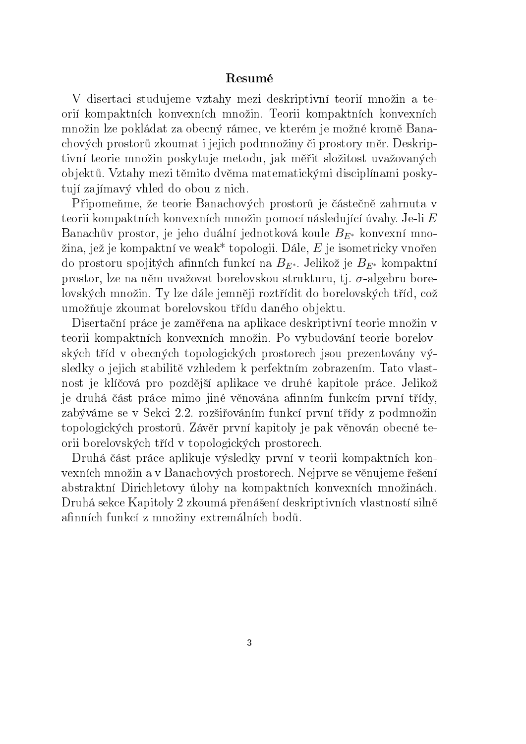# Resumé

V disertaci studujeme vztahy mezi deskriptivní teorií množin a teorií kompaktních konvexních množin. Teorii kompaktních konvexních množin lze pokládat za obecný rámec, ve kterém je možné kromě Banachových prostorů zkoumat i jejich podmnožiny či prostory měr. Deskriptivní teorie množin poskytuje metodu, jak měřit složitost uvažovaných objektů. Vztahy mezi těmito dvěma matematickými disciplínami poskytují zajímavý vhled do obou z nich.

Připomeňme, že teorie Banachových prostorů je částečně zahrnuta v teorii kompaktních konvexních množin pomocí následující úvahy. Je-li $E$ Banachův prostor, je jeho duální jednotková koule $B_{E^*}$ konvexní množina, jež je kompaktní ve weak* topologii. Dále, $E$ je isometricky vnořen do prostoru spojitých afinních funkcí na $B_{E^*}$. Jelikož je $B_{E^*}$ kompaktní prostor, lze na něm uvažovat borelovskou strukturu, tj. $\sigma$-algebru borelovských množin. Ty lze dále jemněji roztřídit do borelovských tříd, což umožňuje zkoumat borelovskou třídu daného objektu.

Disertační práce je zaměřena na aplikace deskriptivní teorie množin v teorii kompaktních konvexních množin. Po vybudování teorie borelovských tříd v obecných topologických prostorech jsou prezentovány výsledky o jejich stabilitě vzhledem k perfektním zobrazením. Tato vlastnost je klíčová pro pozdější aplikace ve druhé kapitole práce. Jelikož je druhá část práce mimo jiné věnována afinním funkcím první třídy, zabýváme se v Sekci 2.2. rozšiřováním funkcí první třídy z podmnožin topologických prostorů. Závěr první kapitoly je pak věnován obecné teorii borelovských tříd v topologických prostorech.

Druhá část práce aplikuje výsledky první v teorii kompaktních konvexních množin a v Banachových prostorech. Nejprve se věnujeme řešení abstraktní Dirichletovy úlohy na kompaktních konvexních množinách. Druhá sekce Kapitoly 2 zkoumá přenášení deskriptivních vlastností silně afinních funkcí z množiny extremálních bodů.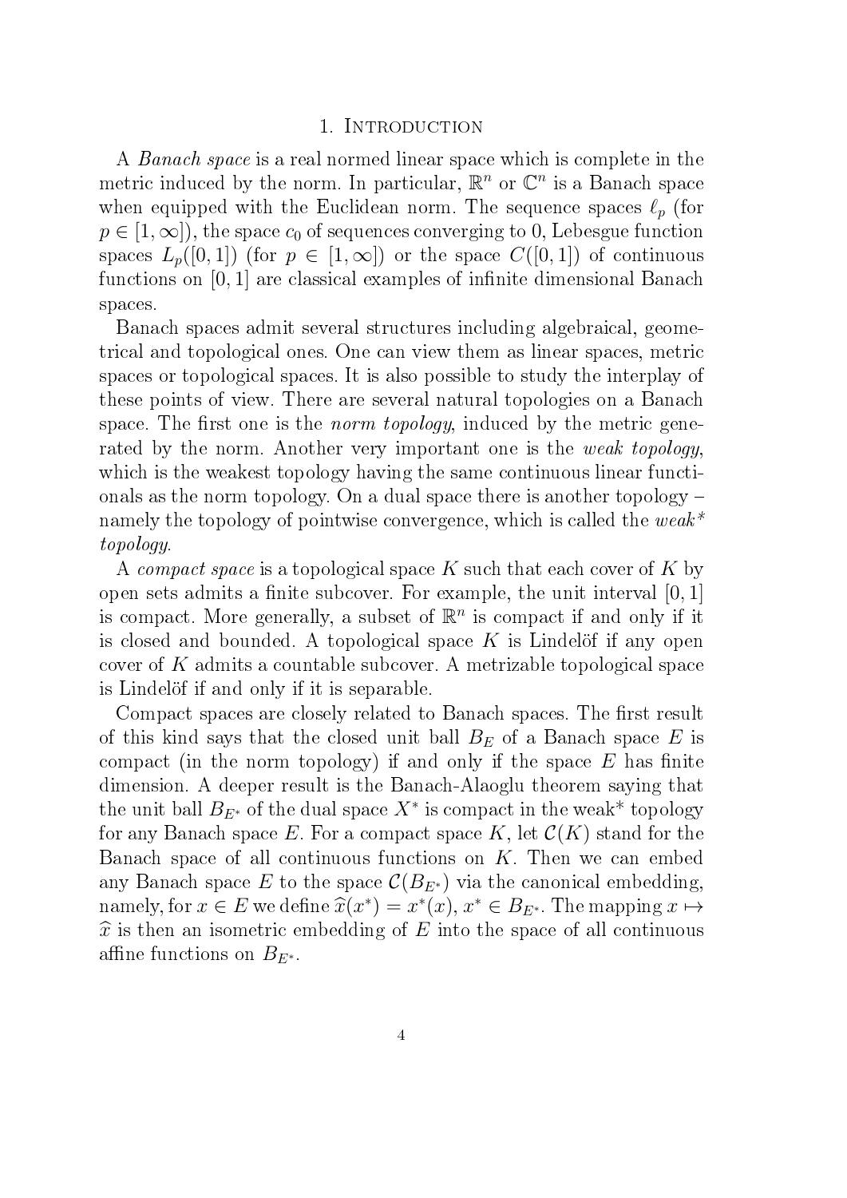# 1. Introduction

A *Banach space* is a real normed linear space which is complete in the metric induced by the norm. In particular, $\mathbb{R}^n$ or $\mathbb{C}^n$ is a Banach space when equipped with the Euclidean norm. The sequence spaces $\ell_p$ (for $p \in [1, \infty]$), the space $c_0$ of sequences converging to 0, Lebesgue function spaces $L_p([0,1])$ (for $p \in [1, \infty]$) or the space $C([0,1])$ of continuous functions on $[0,1]$ are classical examples of infinite dimensional Banach spaces.

Banach spaces admit several structures including algebraical, geometrical and topological ones. One can view them as linear spaces, metric spaces or topological spaces. It is also possible to study the interplay of these points of view. There are several natural topologies on a Banach space. The first one is the *norm topology*, induced by the metric generated by the norm. Another very important one is the *weak topology*, which is the weakest topology having the same continuous linear functionals as the norm topology. On a dual space there is another topology – namely the topology of pointwise convergence, which is called the *weak\* topology*.

A *compact space* is a topological space $K$ such that each cover of $K$ by open sets admits a finite subcover. For example, the unit interval $[0,1]$ is compact. More generally, a subset of $\mathbb{R}^n$ is compact if and only if it is closed and bounded. A topological space $K$ is Lindelöf if any open cover of $K$ admits a countable subcover. A metrizable topological space is Lindelöf if and only if it is separable.

Compact spaces are closely related to Banach spaces. The first result of this kind says that the closed unit ball $B_E$ of a Banach space $E$ is compact (in the norm topology) if and only if the space $E$ has finite dimension. A deeper result is the Banach-Alaoglu theorem saying that the unit ball $B_{E^*}$ of the dual space $X^*$ is compact in the weak* topology for any Banach space $E$. For a compact space $K$, let $\mathcal{C}(K)$ stand for the Banach space of all continuous functions on $K$. Then we can embed any Banach space $E$ to the space $\mathcal{C}(B_{E^*})$ via the canonical embedding, namely, for $x \in E$ we define $\widehat{x}(x^*) = x^*(x)$, $x^* \in B_{E^*}$. The mapping $x \mapsto \widehat{x}$ is then an isometric embedding of $E$ into the space of all continuous affine functions on $B_{E^*}$.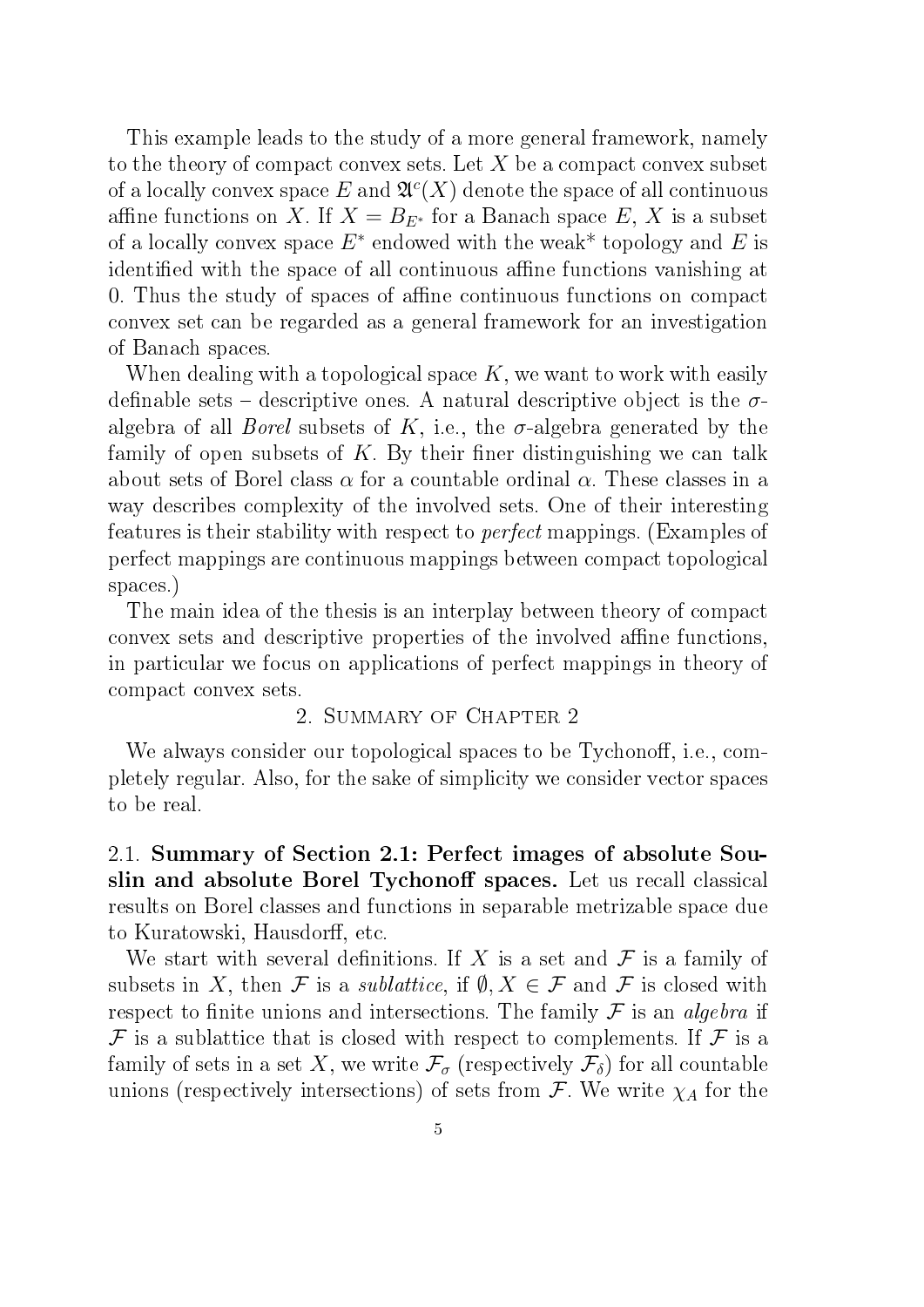This example leads to the study of a more general framework, namely to the theory of compact convex sets. Let $X$ be a compact convex subset of a locally convex space $E$ and $\mathfrak{A}^c(X)$ denote the space of all continuous affine functions on $X$. If $X = B_{E^*}$ for a Banach space $E$, $X$ is a subset of a locally convex space $E^*$ endowed with the weak$^*$ topology and $E$ is identified with the space of all continuous affine functions vanishing at 0. Thus the study of spaces of affine continuous functions on compact convex set can be regarded as a general framework for an investigation of Banach spaces.

When dealing with a topological space $K$, we want to work with easily definable sets – descriptive ones. A natural descriptive object is the $\sigma$-algebra of all *Borel* subsets of $K$, i.e., the $\sigma$-algebra generated by the family of open subsets of $K$. By their finer distinguishing we can talk about sets of Borel class $\alpha$ for a countable ordinal $\alpha$. These classes in a way describes complexity of the involved sets. One of their interesting features is their stability with respect to *perfect* mappings. (Examples of perfect mappings are continuous mappings between compact topological spaces.)

The main idea of the thesis is an interplay between theory of compact convex sets and descriptive properties of the involved affine functions, in particular we focus on applications of perfect mappings in theory of compact convex sets.

## 2. Summary of Chapter 2

We always consider our topological spaces to be Tychonoff, i.e., completely regular. Also, for the sake of simplicity we consider vector spaces to be real.

### 2.1. Summary of Section 2.1: Perfect images of absolute Souslin and absolute Borel Tychonoff spaces.

Let us recall classical results on Borel classes and functions in separable metrizable space due to Kuratowski, Hausdorff, etc.

We start with several definitions. If $X$ is a set and $\mathcal{F}$ is a family of subsets in $X$, then $\mathcal{F}$ is a *sublattice*, if $\emptyset, X \in \mathcal{F}$ and $\mathcal{F}$ is closed with respect to finite unions and intersections. The family $\mathcal{F}$ is an *algebra* if $\mathcal{F}$ is a sublattice that is closed with respect to complements. If $\mathcal{F}$ is a family of sets in a set $X$, we write $\mathcal{F}_\sigma$ (respectively $\mathcal{F}_\delta$) for all countable unions (respectively intersections) of sets from $\mathcal{F}$. We write $\chi_A$ for the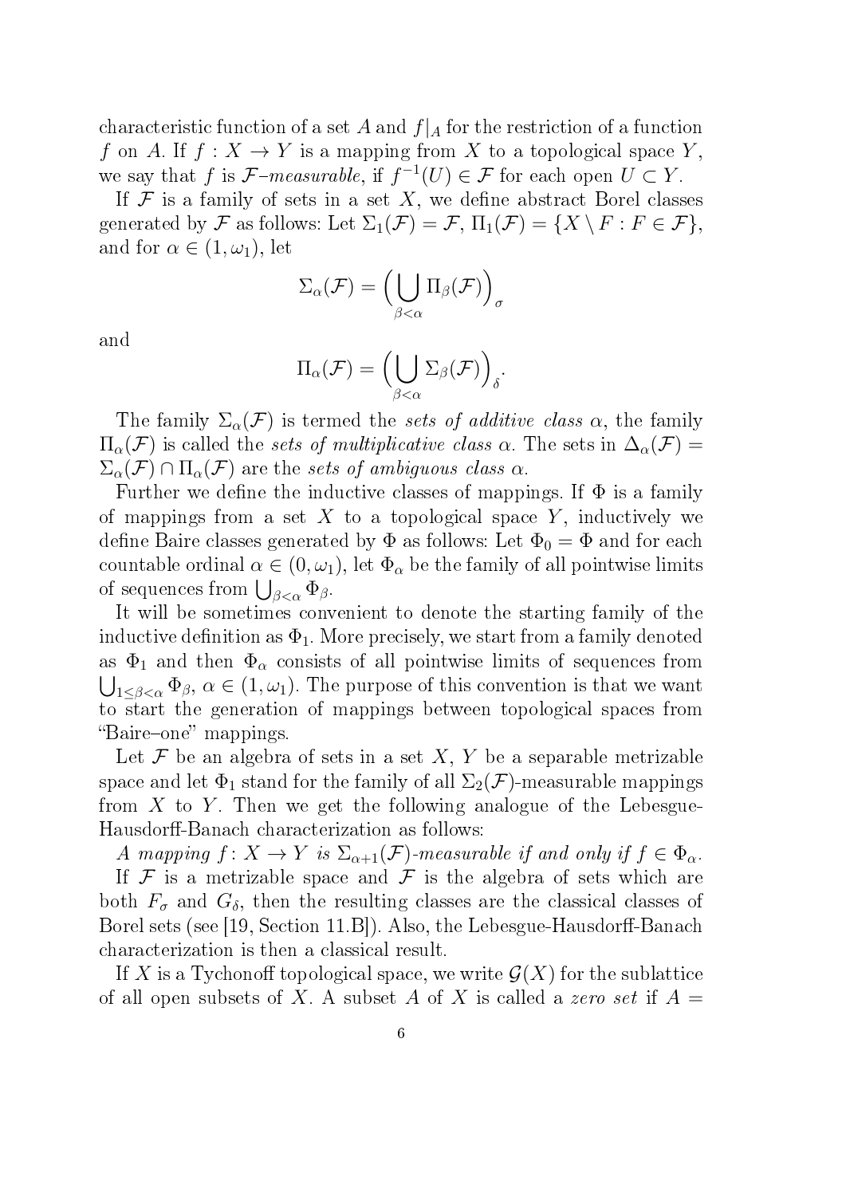characteristic function of a set $A$ and $f|_A$ for the restriction of a function $f$ on $A$. If $f : X \to Y$ is a mapping from $X$ to a topological space $Y$, we say that $f$ is *$\mathcal{F}$–measurable*, if $f^{-1}(U) \in \mathcal{F}$ for each open $U \subset Y$.

If $\mathcal{F}$ is a family of sets in a set $X$, we define abstract Borel classes generated by $\mathcal{F}$ as follows: Let $\Sigma_1(\mathcal{F}) = \mathcal{F}$, $\Pi_1(\mathcal{F}) = \{X \setminus F : F \in \mathcal{F}\}$, and for $\alpha \in (1, \omega_1)$, let

$$\Sigma_\alpha(\mathcal{F}) = \Big(\bigcup_{\beta<\alpha} \Pi_\beta(\mathcal{F})\Big)_\sigma$$

and

$$\Pi_\alpha(\mathcal{F}) = \Big(\bigcup_{\beta<\alpha} \Sigma_\beta(\mathcal{F})\Big)_\delta.$$

The family $\Sigma_\alpha(\mathcal{F})$ is termed the *sets of additive class* $\alpha$, the family $\Pi_\alpha(\mathcal{F})$ is called the *sets of multiplicative class* $\alpha$. The sets in $\Delta_\alpha(\mathcal{F}) = \Sigma_\alpha(\mathcal{F}) \cap \Pi_\alpha(\mathcal{F})$ are the *sets of ambiguous class* $\alpha$.

Further we define the inductive classes of mappings. If $\Phi$ is a family of mappings from a set $X$ to a topological space $Y$, inductively we define Baire classes generated by $\Phi$ as follows: Let $\Phi_0 = \Phi$ and for each countable ordinal $\alpha \in (0, \omega_1)$, let $\Phi_\alpha$ be the family of all pointwise limits of sequences from $\bigcup_{\beta<\alpha} \Phi_\beta$.

It will be sometimes convenient to denote the starting family of the inductive definition as $\Phi_1$. More precisely, we start from a family denoted as $\Phi_1$ and then $\Phi_\alpha$ consists of all pointwise limits of sequences from $\bigcup_{1\le\beta<\alpha} \Phi_\beta$, $\alpha \in (1, \omega_1)$. The purpose of this convention is that we want to start the generation of mappings between topological spaces from "Baire–one" mappings.

Let $\mathcal{F}$ be an algebra of sets in a set $X$, $Y$ be a separable metrizable space and let $\Phi_1$ stand for the family of all $\Sigma_2(\mathcal{F})$-measurable mappings from $X$ to $Y$. Then we get the following analogue of the Lebesgue-Hausdorff-Banach characterization as follows:

*A mapping $f : X \to Y$ is $\Sigma_{\alpha+1}(\mathcal{F})$-measurable if and only if $f \in \Phi_\alpha$.*

If $\mathcal{F}$ is a metrizable space and $\mathcal{F}$ is the algebra of sets which are both $F_\sigma$ and $G_\delta$, then the resulting classes are the classical classes of Borel sets (see [19, Section 11.B]). Also, the Lebesgue-Hausdorff-Banach characterization is then a classical result.

If $X$ is a Tychonoff topological space, we write $\mathcal{G}(X)$ for the sublattice of all open subsets of $X$. A subset $A$ of $X$ is called a *zero set* if $A =$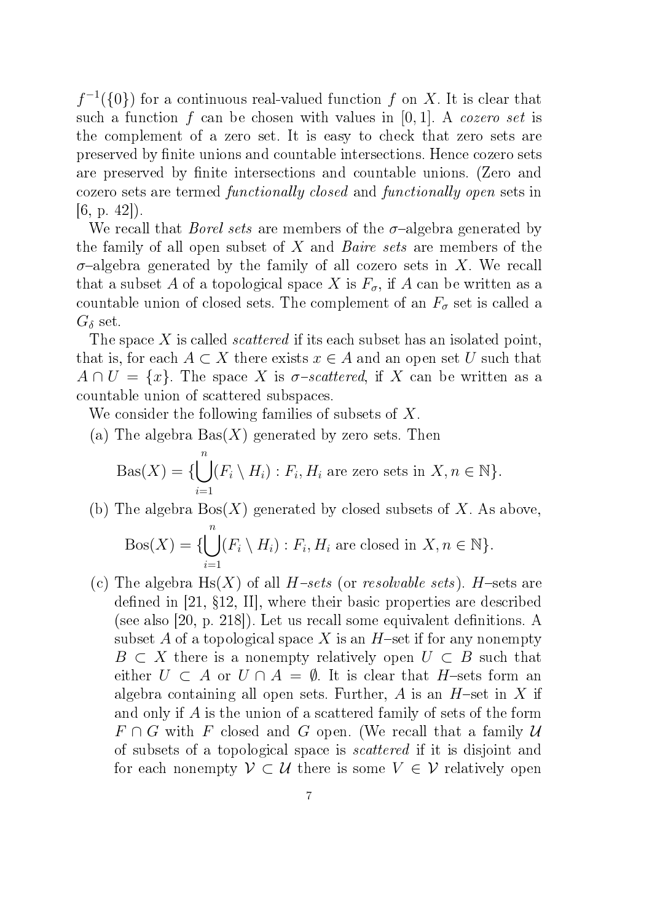$f^{-1}(\{0\})$ for a continuous real-valued function $f$ on $X$. It is clear that such a function $f$ can be chosen with values in $[0,1]$. A *cozero set* is the complement of a zero set. It is easy to check that zero sets are preserved by finite unions and countable intersections. Hence cozero sets are preserved by finite intersections and countable unions. (Zero and cozero sets are termed *functionally closed* and *functionally open* sets in [6, p. 42]).

We recall that *Borel sets* are members of the $\sigma$–algebra generated by the family of all open subset of $X$ and *Baire sets* are members of the $\sigma$–algebra generated by the family of all cozero sets in $X$. We recall that a subset $A$ of a topological space $X$ is $F_\sigma$, if $A$ can be written as a countable union of closed sets. The complement of an $F_\sigma$ set is called a $G_\delta$ set.

The space $X$ is called *scattered* if its each subset has an isolated point, that is, for each $A \subset X$ there exists $x \in A$ and an open set $U$ such that $A \cap U = \{x\}$. The space $X$ is $\sigma$*–scattered*, if $X$ can be written as a countable union of scattered subspaces.

We consider the following families of subsets of $X$.

(a) The algebra $\operatorname{Bas}(X)$ generated by zero sets. Then

$$\operatorname{Bas}(X) = \{\bigcup_{i=1}^{n}(F_i \setminus H_i) : F_i, H_i \text{ are zero sets in } X, n \in \mathbb{N}\}.$$

(b) The algebra $\operatorname{Bos}(X)$ generated by closed subsets of $X$. As above,

$$\operatorname{Bos}(X) = \{\bigcup_{i=1}^{n}(F_i \setminus H_i) : F_i, H_i \text{ are closed in } X, n \in \mathbb{N}\}.$$

(c) The algebra $\operatorname{Hs}(X)$ of all *H–sets* (or *resolvable sets*). $H$–sets are defined in [21, §12, II], where their basic properties are described (see also [20, p. 218]). Let us recall some equivalent definitions. A subset $A$ of a topological space $X$ is an $H$–set if for any nonempty $B \subset X$ there is a nonempty relatively open $U \subset B$ such that either $U \subset A$ or $U \cap A = \emptyset$. It is clear that $H$–sets form an algebra containing all open sets. Further, $A$ is an $H$–set in $X$ if and only if $A$ is the union of a scattered family of sets of the form $F \cap G$ with $F$ closed and $G$ open. (We recall that a family $\mathcal{U}$ of subsets of a topological space is *scattered* if it is disjoint and for each nonempty $\mathcal{V} \subset \mathcal{U}$ there is some $V \in \mathcal{V}$ relatively open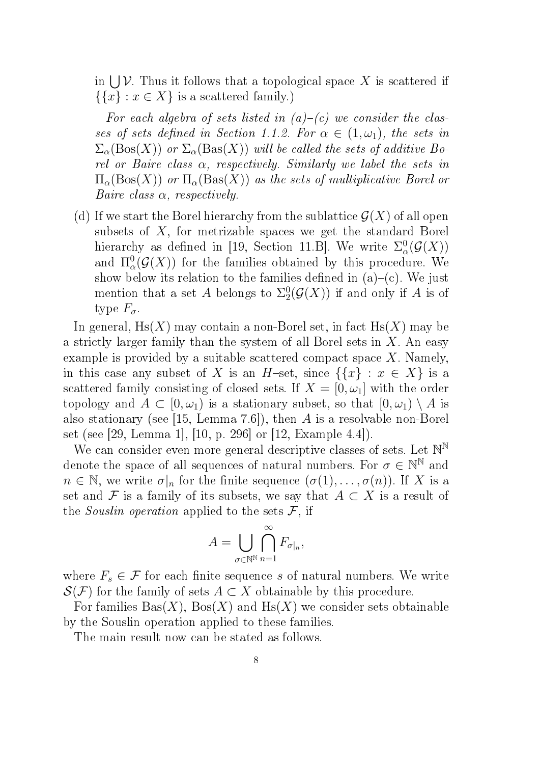in $\bigcup \mathcal{V}$. Thus it follows that a topological space $X$ is scattered if $\{\{x\} : x \in X\}$ is a scattered family.)

*For each algebra of sets listed in (a)–(c) we consider the classes of sets defined in Section 1.1.2. For $\alpha \in (1, \omega_1)$, the sets in $\Sigma_\alpha(\mathrm{Bos}(X))$ or $\Sigma_\alpha(\mathrm{Bas}(X))$ will be called the sets of additive Borel or Baire class $\alpha$, respectively. Similarly we label the sets in $\Pi_\alpha(\mathrm{Bos}(X))$ or $\Pi_\alpha(\mathrm{Bas}(X))$ as the sets of multiplicative Borel or Baire class $\alpha$, respectively.*

(d) If we start the Borel hierarchy from the sublattice $\mathcal{G}(X)$ of all open subsets of $X$, for metrizable spaces we get the standard Borel hierarchy as defined in [19, Section 11.B]. We write $\Sigma^0_\alpha(\mathcal{G}(X))$ and $\Pi^0_\alpha(\mathcal{G}(X))$ for the families obtained by this procedure. We show below its relation to the families defined in (a)–(c). We just mention that a set $A$ belongs to $\Sigma^0_2(\mathcal{G}(X))$ if and only if $A$ is of type $F_\sigma$.

In general, $\mathrm{Hs}(X)$ may contain a non-Borel set, in fact $\mathrm{Hs}(X)$ may be a strictly larger family than the system of all Borel sets in $X$. An easy example is provided by a suitable scattered compact space $X$. Namely, in this case any subset of $X$ is an $H$–set, since $\{\{x\} : x \in X\}$ is a scattered family consisting of closed sets. If $X = [0, \omega_1]$ with the order topology and $A \subset [0, \omega_1)$ is a stationary subset, so that $[0, \omega_1) \setminus A$ is also stationary (see [15, Lemma 7.6]), then $A$ is a resolvable non-Borel set (see [29, Lemma 1], [10, p. 296] or [12, Example 4.4]).

We can consider even more general descriptive classes of sets. Let $\mathbb{N}^\mathbb{N}$ denote the space of all sequences of natural numbers. For $\sigma \in \mathbb{N}^\mathbb{N}$ and $n \in \mathbb{N}$, we write $\sigma|_n$ for the finite sequence $(\sigma(1), \ldots, \sigma(n))$. If $X$ is a set and $\mathcal{F}$ is a family of its subsets, we say that $A \subset X$ is a result of the *Souslin operation* applied to the sets $\mathcal{F}$, if

$$A = \bigcup_{\sigma \in \mathbb{N}^\mathbb{N}} \bigcap_{n=1}^{\infty} F_{\sigma|_n},$$

where $F_s \in \mathcal{F}$ for each finite sequence $s$ of natural numbers. We write $\mathcal{S}(\mathcal{F})$ for the family of sets $A \subset X$ obtainable by this procedure.

For families $\mathrm{Bas}(X)$, $\mathrm{Bos}(X)$ and $\mathrm{Hs}(X)$ we consider sets obtainable by the Souslin operation applied to these families.

The main result now can be stated as follows.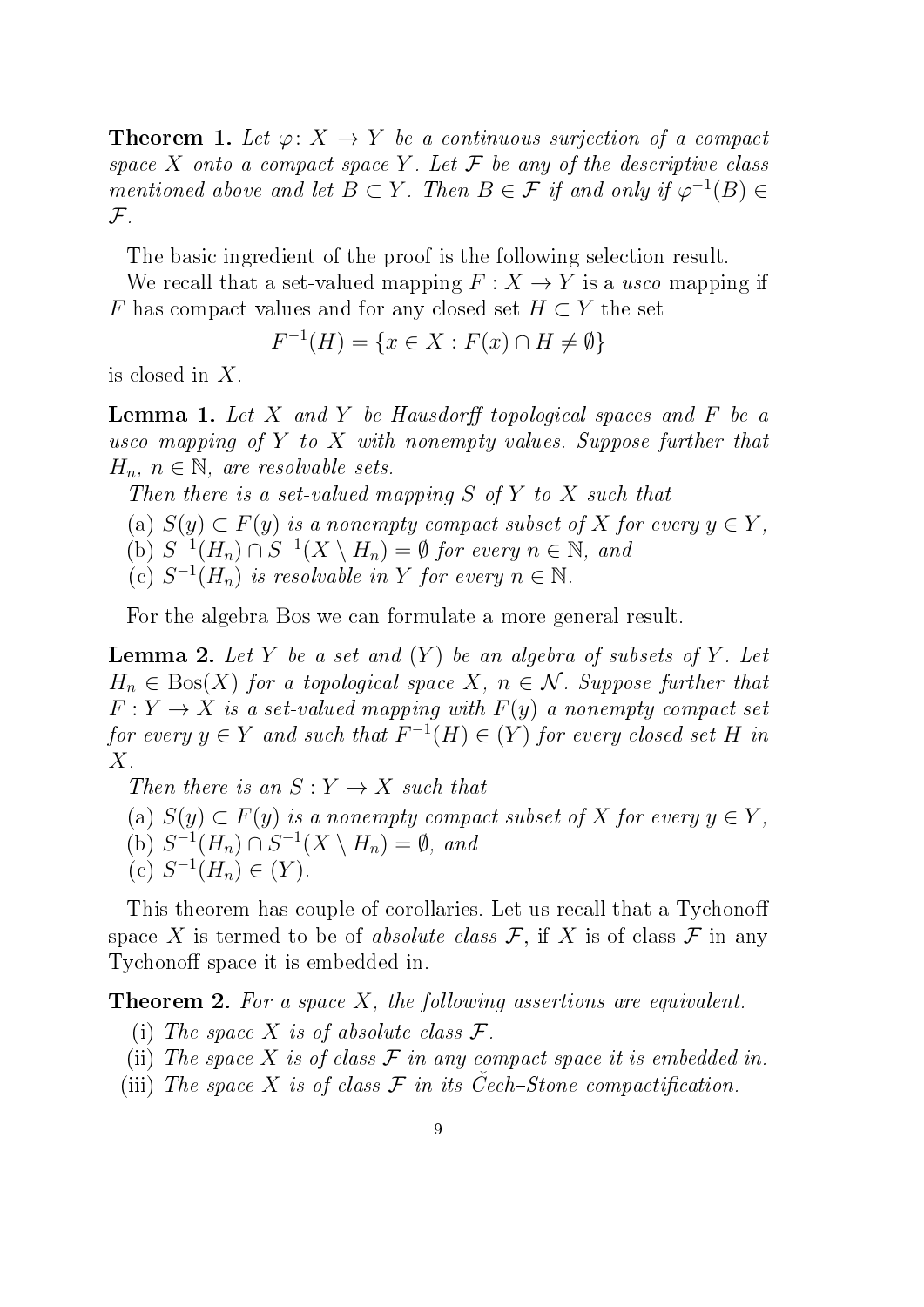**Theorem 1.** *Let $\varphi\colon X \to Y$ be a continuous surjection of a compact space $X$ onto a compact space $Y$. Let $\mathcal{F}$ be any of the descriptive class mentioned above and let $B \subset Y$. Then $B \in \mathcal{F}$ if and only if $\varphi^{-1}(B) \in \mathcal{F}$.*

The basic ingredient of the proof is the following selection result.

We recall that a set-valued mapping $F : X \to Y$ is a *usco* mapping if $F$ has compact values and for any closed set $H \subset Y$ the set

$$F^{-1}(H) = \{x \in X : F(x) \cap H \neq \emptyset\}$$

is closed in $X$.

**Lemma 1.** *Let $X$ and $Y$ be Hausdorff topological spaces and $F$ be a usco mapping of $Y$ to $X$ with nonempty values. Suppose further that $H_n$, $n \in \mathbb{N}$, are resolvable sets.*

*Then there is a set-valued mapping $S$ of $Y$ to $X$ such that*

*(a) $S(y) \subset F(y)$ is a nonempty compact subset of $X$ for every $y \in Y$,*
*(b) $S^{-1}(H_n) \cap S^{-1}(X \setminus H_n) = \emptyset$ for every $n \in \mathbb{N}$, and*
*(c) $S^{-1}(H_n)$ is resolvable in $Y$ for every $n \in \mathbb{N}$.*

For the algebra Bos we can formulate a more general result.

**Lemma 2.** *Let $Y$ be a set and $(Y)$ be an algebra of subsets of $Y$. Let $H_n \in \mathrm{Bos}(X)$ for a topological space $X$, $n \in \mathcal{N}$. Suppose further that $F : Y \to X$ is a set-valued mapping with $F(y)$ a nonempty compact set for every $y \in Y$ and such that $F^{-1}(H) \in (Y)$ for every closed set $H$ in $X$.*

*Then there is an $S : Y \to X$ such that*

*(a) $S(y) \subset F(y)$ is a nonempty compact subset of $X$ for every $y \in Y$,*
*(b) $S^{-1}(H_n) \cap S^{-1}(X \setminus H_n) = \emptyset$, and*
*(c) $S^{-1}(H_n) \in (Y)$.*

This theorem has couple of corollaries. Let us recall that a Tychonoff space $X$ is termed to be of *absolute class* $\mathcal{F}$, if $X$ is of class $\mathcal{F}$ in any Tychonoff space it is embedded in.

**Theorem 2.** *For a space $X$, the following assertions are equivalent.*

*(i) The space $X$ is of absolute class $\mathcal{F}$.*
*(ii) The space $X$ is of class $\mathcal{F}$ in any compact space it is embedded in.*
*(iii) The space $X$ is of class $\mathcal{F}$ in its Čech–Stone compactification.*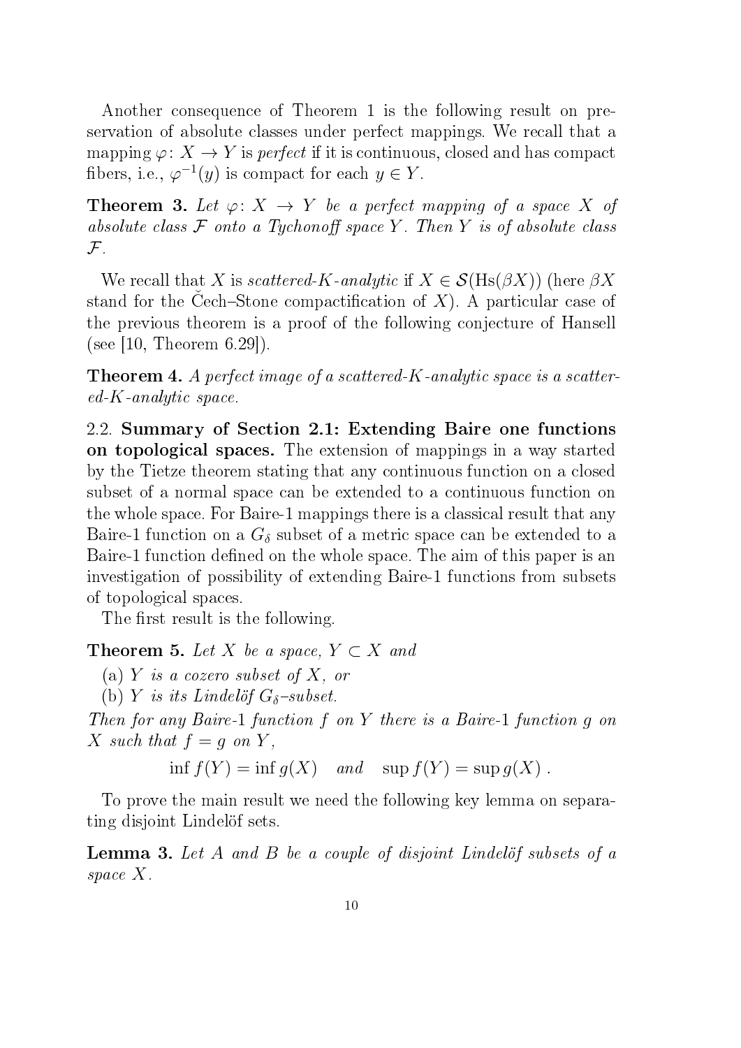Another consequence of Theorem 1 is the following result on preservation of absolute classes under perfect mappings. We recall that a mapping $\varphi\colon X \to Y$ is *perfect* if it is continuous, closed and has compact fibers, i.e., $\varphi^{-1}(y)$ is compact for each $y \in Y$.

**Theorem 3.** *Let $\varphi\colon X \to Y$ be a perfect mapping of a space $X$ of absolute class $\mathcal{F}$ onto a Tychonoff space $Y$. Then $Y$ is of absolute class $\mathcal{F}$.*

We recall that $X$ is *scattered-$K$-analytic* if $X \in \mathcal{S}(\mathrm{Hs}(\beta X))$ (here $\beta X$ stand for the Čech–Stone compactification of $X$). A particular case of the previous theorem is a proof of the following conjecture of Hansell (see [10, Theorem 6.29]).

**Theorem 4.** *A perfect image of a scattered-$K$-analytic space is a scattered-$K$-analytic space.*

2.2. **Summary of Section 2.1: Extending Baire one functions on topological spaces.** The extension of mappings in a way started by the Tietze theorem stating that any continuous function on a closed subset of a normal space can be extended to a continuous function on the whole space. For Baire-1 mappings there is a classical result that any Baire-1 function on a $G_\delta$ subset of a metric space can be extended to a Baire-1 function defined on the whole space. The aim of this paper is an investigation of possibility of extending Baire-1 functions from subsets of topological spaces.

The first result is the following.

**Theorem 5.** *Let $X$ be a space, $Y \subset X$ and*

(a) *$Y$ is a cozero subset of $X$, or*

(b) *$Y$ is its Lindelöf $G_\delta$–subset.*

*Then for any Baire-1 function $f$ on $Y$ there is a Baire-1 function $g$ on $X$ such that $f = g$ on $Y$,*

$$\inf f(Y) = \inf g(X) \quad \textit{and} \quad \sup f(Y) = \sup g(X) .$$

To prove the main result we need the following key lemma on separating disjoint Lindelöf sets.

**Lemma 3.** *Let $A$ and $B$ be a couple of disjoint Lindelöf subsets of a space $X$.*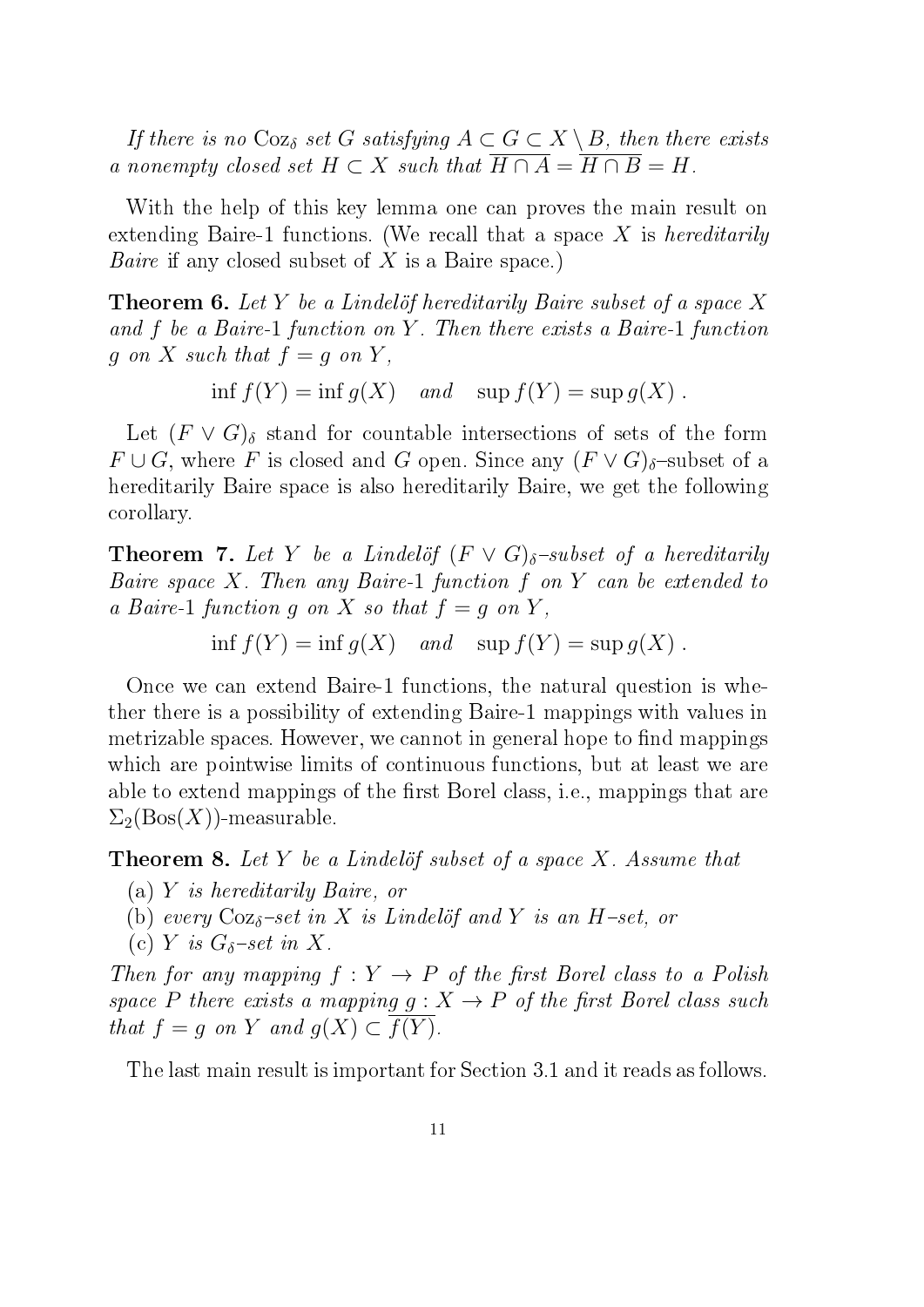*If there is no* $\mathrm{Coz}_\delta$ *set* $G$ *satisfying* $A \subset G \subset X \setminus B$*, then there exists a nonempty closed set* $H \subset X$ *such that* $\overline{H \cap A} = \overline{H \cap B} = H$*.*

With the help of this key lemma one can proves the main result on extending Baire-1 functions. (We recall that a space $X$ is *hereditarily Baire* if any closed subset of $X$ is a Baire space.)

**Theorem 6.** *Let* $Y$ *be a Lindelöf hereditarily Baire subset of a space* $X$ *and* $f$ *be a Baire-*1 *function on* $Y$*. Then there exists a Baire-*1 *function* $g$ *on* $X$ *such that* $f = g$ *on* $Y$*,*

$$\inf f(Y) = \inf g(X) \quad \textit{and} \quad \sup f(Y) = \sup g(X)\ .$$

Let $(F \vee G)_\delta$ stand for countable intersections of sets of the form $F \cup G$, where $F$ is closed and $G$ open. Since any $(F \vee G)_\delta$–subset of a hereditarily Baire space is also hereditarily Baire, we get the following corollary.

**Theorem 7.** *Let* $Y$ *be a Lindelöf* $(F \vee G)_\delta$*–subset of a hereditarily Baire space* $X$*. Then any Baire-*1 *function* $f$ *on* $Y$ *can be extended to a Baire-*1 *function* $g$ *on* $X$ *so that* $f = g$ *on* $Y$*,*

$$\inf f(Y) = \inf g(X) \quad \textit{and} \quad \sup f(Y) = \sup g(X)\ .$$

Once we can extend Baire-1 functions, the natural question is whether there is a possibility of extending Baire-1 mappings with values in metrizable spaces. However, we cannot in general hope to find mappings which are pointwise limits of continuous functions, but at least we are able to extend mappings of the first Borel class, i.e., mappings that are $\Sigma_2(\mathrm{Bos}(X))$-measurable.

**Theorem 8.** *Let* $Y$ *be a Lindelöf subset of a space* $X$*. Assume that*

(a) $Y$ *is hereditarily Baire, or*

(b) *every* $\mathrm{Coz}_\delta$*–set in* $X$ *is Lindelöf and* $Y$ *is an* $H$*–set, or*

(c) $Y$ *is* $G_\delta$*–set in* $X$*.*

*Then for any mapping* $f : Y \to P$ *of the first Borel class to a Polish space* $P$ *there exists a mapping* $g : X \to P$ *of the first Borel class such that* $f = g$ *on* $Y$ *and* $g(X) \subset \overline{f(Y)}$*.*

The last main result is important for Section 3.1 and it reads as follows.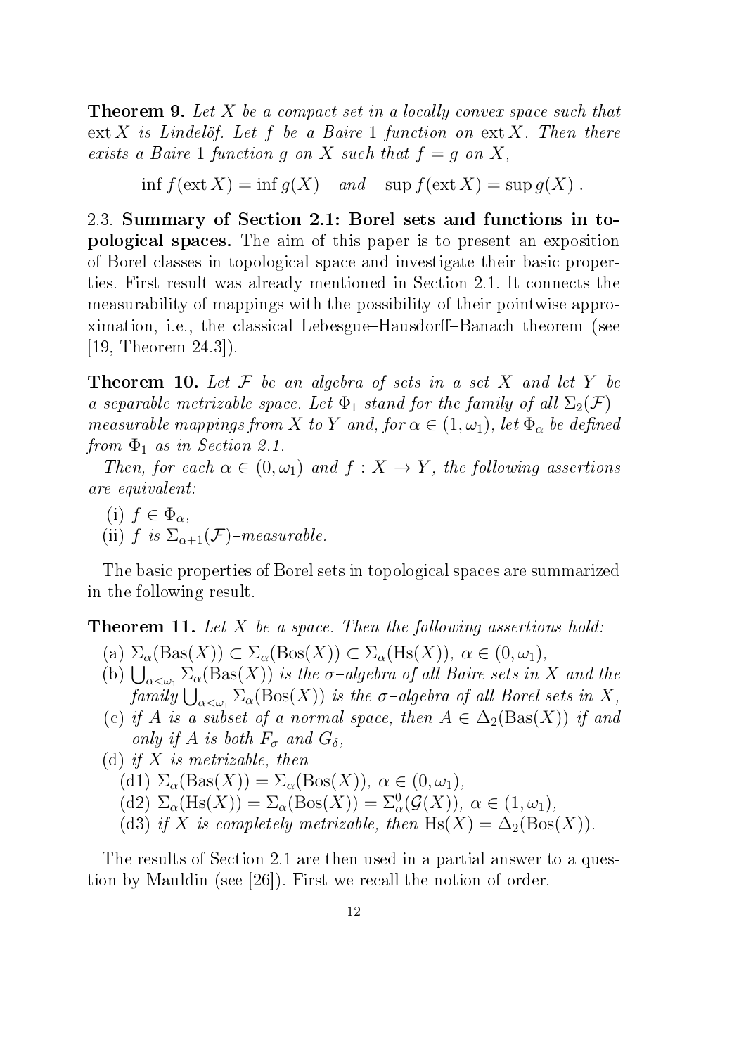**Theorem 9.** *Let $X$ be a compact set in a locally convex space such that $\operatorname{ext} X$ is Lindelöf. Let $f$ be a Baire-1 function on $\operatorname{ext} X$. Then there exists a Baire-1 function $g$ on $X$ such that $f = g$ on $X$,*

$$\inf f(\operatorname{ext} X) = \inf g(X) \quad \textit{and} \quad \sup f(\operatorname{ext} X) = \sup g(X) .$$

2.3. **Summary of Section 2.1: Borel sets and functions in topological spaces.** The aim of this paper is to present an exposition of Borel classes in topological space and investigate their basic properties. First result was already mentioned in Section 2.1. It connects the measurability of mappings with the possibility of their pointwise approximation, i.e., the classical Lebesgue–Hausdorff–Banach theorem (see [19, Theorem 24.3]).

**Theorem 10.** *Let $\mathcal{F}$ be an algebra of sets in a set $X$ and let $Y$ be a separable metrizable space. Let $\Phi_1$ stand for the family of all $\Sigma_2(\mathcal{F})$–measurable mappings from $X$ to $Y$ and, for $\alpha \in (1, \omega_1)$, let $\Phi_\alpha$ be defined from $\Phi_1$ as in Section 2.1.*

*Then, for each $\alpha \in (0, \omega_1)$ and $f : X \to Y$, the following assertions are equivalent:*

(i) *$f \in \Phi_\alpha$,*
(ii) *$f$ is $\Sigma_{\alpha+1}(\mathcal{F})$–measurable.*

The basic properties of Borel sets in topological spaces are summarized in the following result.

**Theorem 11.** *Let $X$ be a space. Then the following assertions hold:*

(a) *$\Sigma_\alpha(\operatorname{Bas}(X)) \subset \Sigma_\alpha(\operatorname{Bos}(X)) \subset \Sigma_\alpha(\operatorname{Hs}(X))$, $\alpha \in (0, \omega_1)$,*
(b) *$\bigcup_{\alpha<\omega_1} \Sigma_\alpha(\operatorname{Bas}(X))$ is the $\sigma$–algebra of all Baire sets in $X$ and the family $\bigcup_{\alpha<\omega_1} \Sigma_\alpha(\operatorname{Bos}(X))$ is the $\sigma$–algebra of all Borel sets in $X$,*
(c) *if $A$ is a subset of a normal space, then $A \in \Delta_2(\operatorname{Bas}(X))$ if and only if $A$ is both $F_\sigma$ and $G_\delta$,*
(d) *if $X$ is metrizable, then*
 (d1) *$\Sigma_\alpha(\operatorname{Bas}(X)) = \Sigma_\alpha(\operatorname{Bos}(X))$, $\alpha \in (0, \omega_1)$,*
 (d2) *$\Sigma_\alpha(\operatorname{Hs}(X)) = \Sigma_\alpha(\operatorname{Bos}(X)) = \Sigma^0_\alpha(\mathcal{G}(X))$, $\alpha \in (1, \omega_1)$,*
 (d3) *if $X$ is completely metrizable, then $\operatorname{Hs}(X) = \Delta_2(\operatorname{Bos}(X))$.*

The results of Section 2.1 are then used in a partial answer to a question by Mauldin (see [26]). First we recall the notion of order.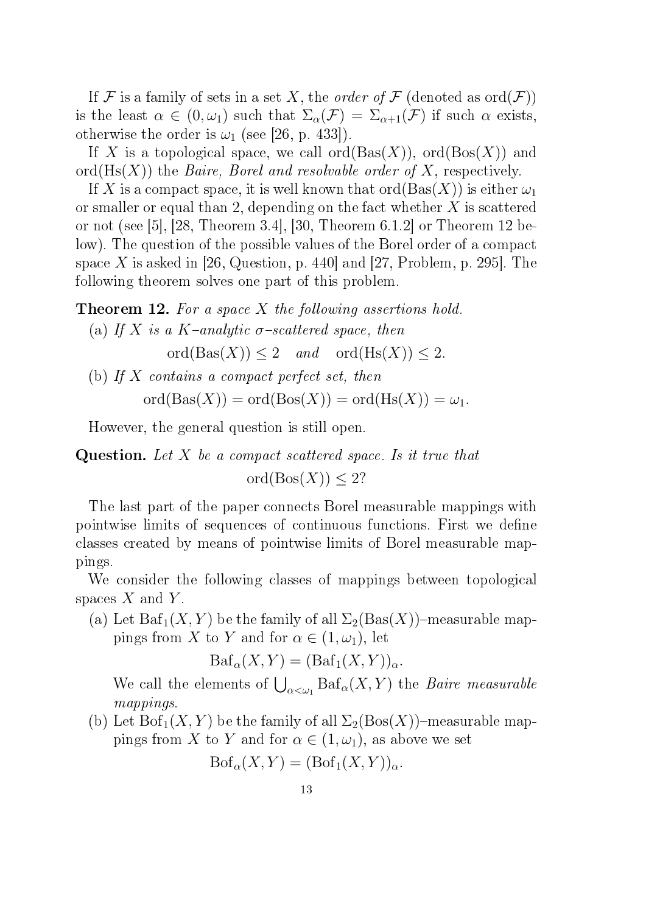If $\mathcal{F}$ is a family of sets in a set $X$, the *order of* $\mathcal{F}$ (denoted as $\operatorname{ord}(\mathcal{F})$) is the least $\alpha \in (0, \omega_1)$ such that $\Sigma_\alpha(\mathcal{F}) = \Sigma_{\alpha+1}(\mathcal{F})$ if such $\alpha$ exists, otherwise the order is $\omega_1$ (see [26, p. 433]).

If $X$ is a topological space, we call $\operatorname{ord}(\operatorname{Bas}(X))$, $\operatorname{ord}(\operatorname{Bos}(X))$ and $\operatorname{ord}(\operatorname{Hs}(X))$ the *Baire, Borel and resolvable order of* $X$, respectively.

If $X$ is a compact space, it is well known that $\operatorname{ord}(\operatorname{Bas}(X))$ is either $\omega_1$ or smaller or equal than 2, depending on the fact whether $X$ is scattered or not (see [5], [28, Theorem 3.4], [30, Theorem 6.1.2] or Theorem 12 below). The question of the possible values of the Borel order of a compact space $X$ is asked in [26, Question, p. 440] and [27, Problem, p. 295]. The following theorem solves one part of this problem.

**Theorem 12.** *For a space $X$ the following assertions hold.*

(a) *If $X$ is a $K$–analytic $\sigma$–scattered space, then*

$$\operatorname{ord}(\operatorname{Bas}(X)) \leq 2 \quad \text{and} \quad \operatorname{ord}(\operatorname{Hs}(X)) \leq 2.$$

(b) *If $X$ contains a compact perfect set, then*

$$\operatorname{ord}(\operatorname{Bas}(X)) = \operatorname{ord}(\operatorname{Bos}(X)) = \operatorname{ord}(\operatorname{Hs}(X)) = \omega_1.$$

However, the general question is still open.

**Question.** *Let $X$ be a compact scattered space. Is it true that*

$$\operatorname{ord}(\operatorname{Bos}(X)) \leq 2?$$

The last part of the paper connects Borel measurable mappings with pointwise limits of sequences of continuous functions. First we define classes created by means of pointwise limits of Borel measurable mappings.

We consider the following classes of mappings between topological spaces $X$ and $Y$.

(a) Let $\operatorname{Baf}_1(X,Y)$ be the family of all $\Sigma_2(\operatorname{Bas}(X))$–measurable mappings from $X$ to $Y$ and for $\alpha \in (1, \omega_1)$, let

$$\operatorname{Baf}_\alpha(X,Y) = (\operatorname{Baf}_1(X,Y))_\alpha.$$

We call the elements of $\bigcup_{\alpha<\omega_1} \operatorname{Baf}_\alpha(X,Y)$ the *Baire measurable mappings*.

(b) Let $\operatorname{Bof}_1(X,Y)$ be the family of all $\Sigma_2(\operatorname{Bos}(X))$–measurable mappings from $X$ to $Y$ and for $\alpha \in (1, \omega_1)$, as above we set

$$\operatorname{Bof}_\alpha(X,Y) = (\operatorname{Bof}_1(X,Y))_\alpha.$$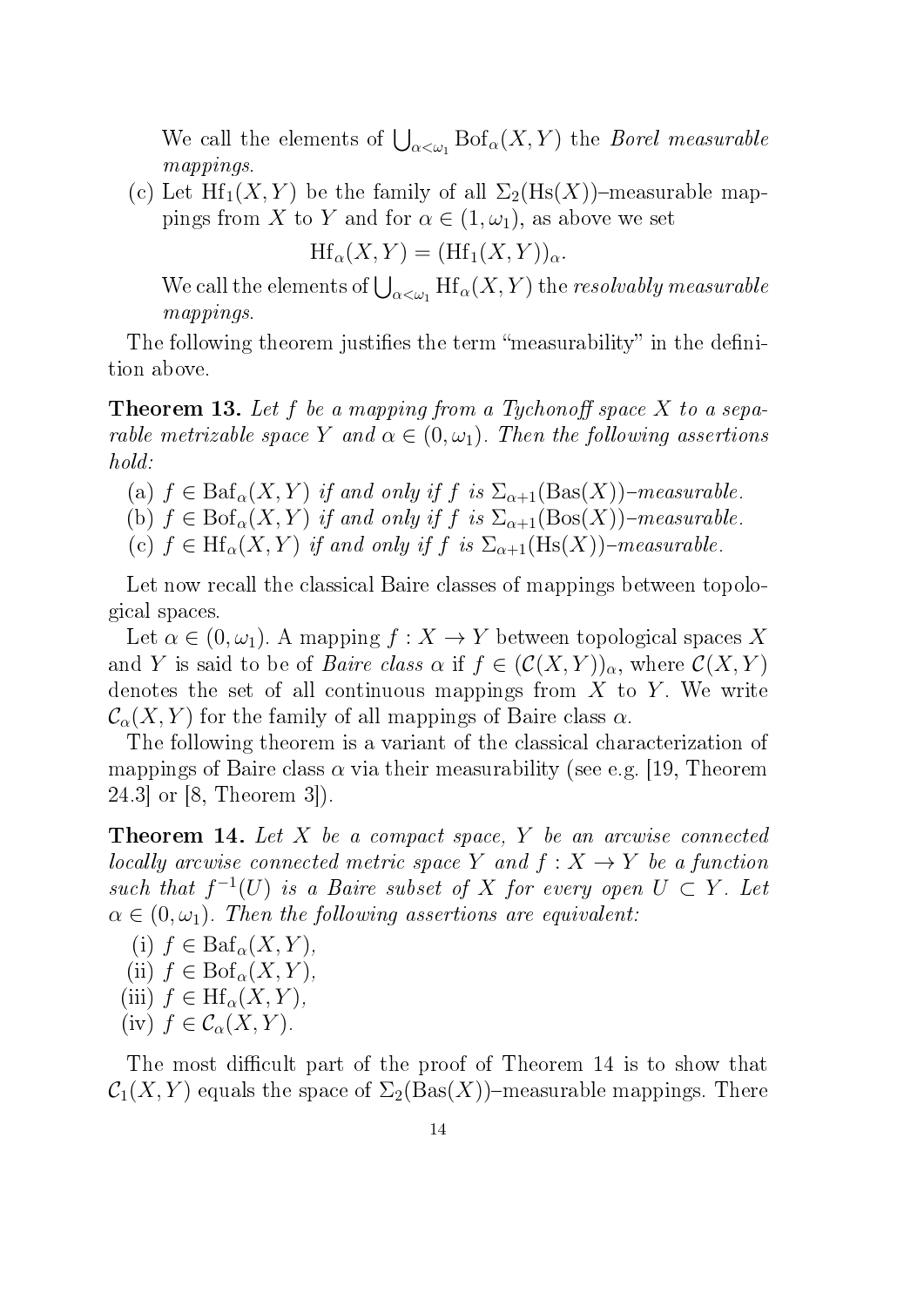We call the elements of $\bigcup_{\alpha<\omega_1} \mathrm{Bof}_\alpha(X,Y)$ the *Borel measurable mappings*.

(c) Let $\mathrm{Hf}_1(X,Y)$ be the family of all $\Sigma_2(\mathrm{Hs}(X))$–measurable mappings from $X$ to $Y$ and for $\alpha \in (1,\omega_1)$, as above we set

$$\mathrm{Hf}_\alpha(X,Y) = (\mathrm{Hf}_1(X,Y))_\alpha.$$

We call the elements of $\bigcup_{\alpha<\omega_1} \mathrm{Hf}_\alpha(X,Y)$ the *resolvably measurable mappings*.

The following theorem justifies the term "measurability" in the definition above.

**Theorem 13.** *Let $f$ be a mapping from a Tychonoff space $X$ to a separable metrizable space $Y$ and $\alpha \in (0,\omega_1)$. Then the following assertions hold:*

(a) *$f \in \mathrm{Baf}_\alpha(X,Y)$ if and only if $f$ is $\Sigma_{\alpha+1}(\mathrm{Bas}(X))$–measurable.*
(b) *$f \in \mathrm{Bof}_\alpha(X,Y)$ if and only if $f$ is $\Sigma_{\alpha+1}(\mathrm{Bos}(X))$–measurable.*
(c) *$f \in \mathrm{Hf}_\alpha(X,Y)$ if and only if $f$ is $\Sigma_{\alpha+1}(\mathrm{Hs}(X))$–measurable.*

Let now recall the classical Baire classes of mappings between topological spaces.

Let $\alpha \in (0,\omega_1)$. A mapping $f : X \to Y$ between topological spaces $X$ and $Y$ is said to be of *Baire class $\alpha$* if $f \in (\mathcal{C}(X,Y))_\alpha$, where $\mathcal{C}(X,Y)$ denotes the set of all continuous mappings from $X$ to $Y$. We write $\mathcal{C}_\alpha(X,Y)$ for the family of all mappings of Baire class $\alpha$.

The following theorem is a variant of the classical characterization of mappings of Baire class $\alpha$ via their measurability (see e.g. [19, Theorem 24.3] or [8, Theorem 3]).

**Theorem 14.** *Let $X$ be a compact space, $Y$ be an arcwise connected locally arcwise connected metric space $Y$ and $f : X \to Y$ be a function such that $f^{-1}(U)$ is a Baire subset of $X$ for every open $U \subset Y$. Let $\alpha \in (0,\omega_1)$. Then the following assertions are equivalent:*

(i) *$f \in \mathrm{Baf}_\alpha(X,Y)$,*
(ii) *$f \in \mathrm{Bof}_\alpha(X,Y)$,*
(iii) *$f \in \mathrm{Hf}_\alpha(X,Y)$,*
(iv) *$f \in \mathcal{C}_\alpha(X,Y)$.*

The most difficult part of the proof of Theorem 14 is to show that $\mathcal{C}_1(X,Y)$ equals the space of $\Sigma_2(\mathrm{Bas}(X))$–measurable mappings. There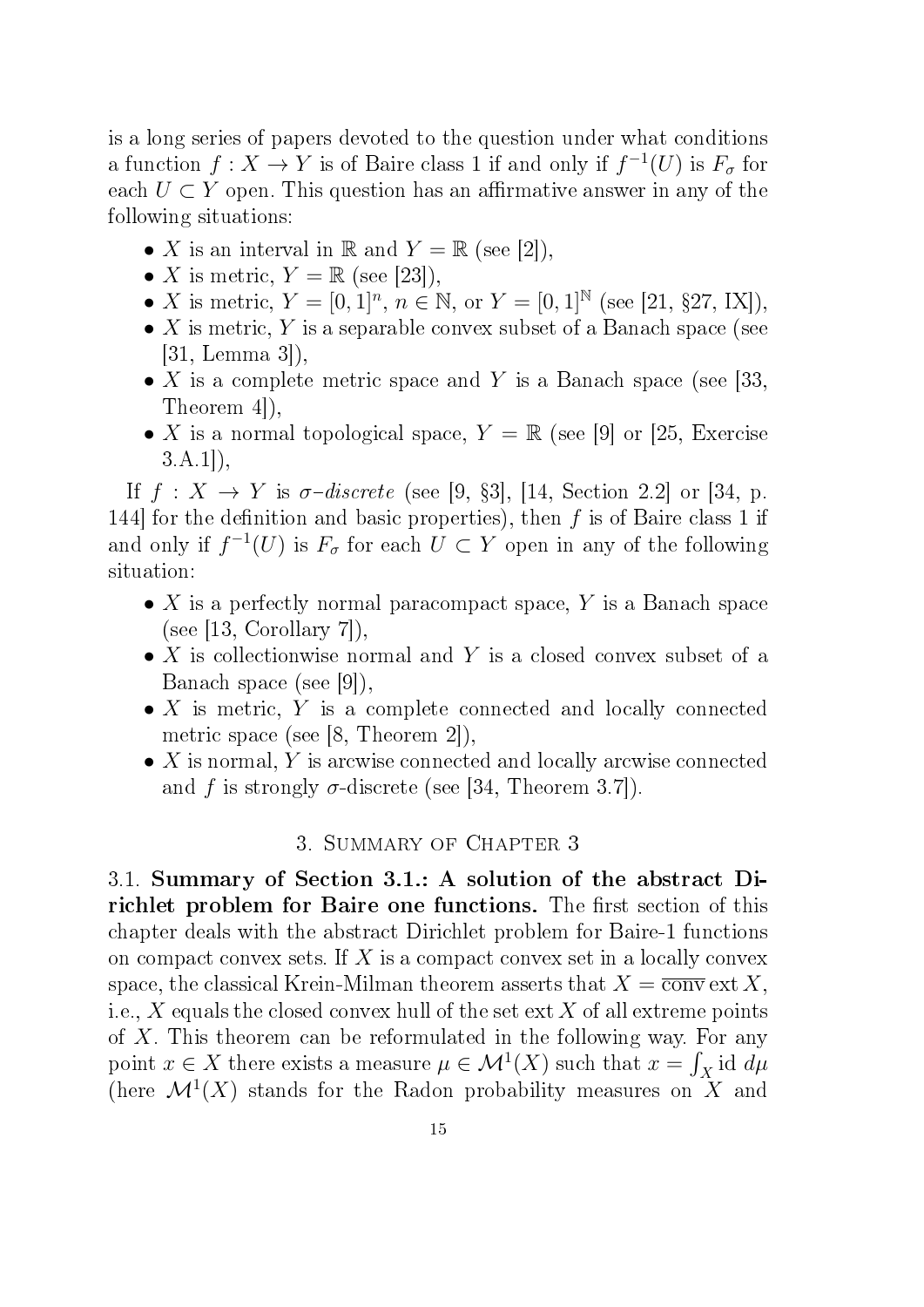is a long series of papers devoted to the question under what conditions a function $f : X \to Y$ is of Baire class 1 if and only if $f^{-1}(U)$ is $F_\sigma$ for each $U \subset Y$ open. This question has an affirmative answer in any of the following situations:

- $X$ is an interval in $\mathbb{R}$ and $Y = \mathbb{R}$ (see [2]),
- $X$ is metric, $Y = \mathbb{R}$ (see [23]),
- $X$ is metric, $Y = [0,1]^n$, $n \in \mathbb{N}$, or $Y = [0,1]^{\mathbb{N}}$ (see [21, §27, IX]),
- $X$ is metric, $Y$ is a separable convex subset of a Banach space (see [31, Lemma 3]),
- $X$ is a complete metric space and $Y$ is a Banach space (see [33, Theorem 4]),
- $X$ is a normal topological space, $Y = \mathbb{R}$ (see [9] or [25, Exercise 3.A.1]),

If $f : X \to Y$ is *σ–discrete* (see [9, §3], [14, Section 2.2] or [34, p. 144] for the definition and basic properties), then $f$ is of Baire class 1 if and only if $f^{-1}(U)$ is $F_\sigma$ for each $U \subset Y$ open in any of the following situation:

- $X$ is a perfectly normal paracompact space, $Y$ is a Banach space (see [13, Corollary 7]),
- $X$ is collectionwise normal and $Y$ is a closed convex subset of a Banach space (see [9]),
- $X$ is metric, $Y$ is a complete connected and locally connected metric space (see [8, Theorem 2]),
- $X$ is normal, $Y$ is arcwise connected and locally arcwise connected and $f$ is strongly $\sigma$-discrete (see [34, Theorem 3.7]).

## 3. Summary of Chapter 3

3.1. **Summary of Section 3.1.: A solution of the abstract Dirichlet problem for Baire one functions.** The first section of this chapter deals with the abstract Dirichlet problem for Baire-1 functions on compact convex sets. If $X$ is a compact convex set in a locally convex space, the classical Krein-Milman theorem asserts that $X = \overline{\operatorname{conv}} \operatorname{ext} X$, i.e., $X$ equals the closed convex hull of the set $\operatorname{ext} X$ of all extreme points of $X$. This theorem can be reformulated in the following way. For any point $x \in X$ there exists a measure $\mu \in \mathcal{M}^1(X)$ such that $x = \int_X \operatorname{id} d\mu$ (here $\mathcal{M}^1(X)$ stands for the Radon probability measures on $X$ and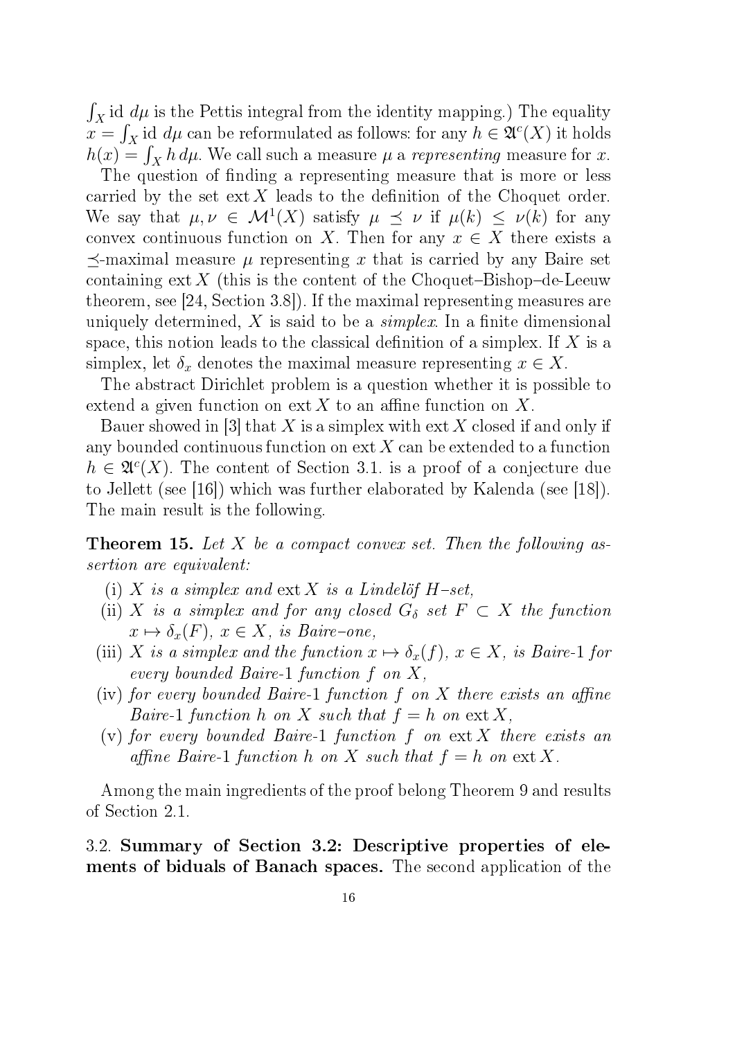$\int_X \mathrm{id}\, d\mu$ is the Pettis integral from the identity mapping.) The equality $x = \int_X \mathrm{id}\, d\mu$ can be reformulated as follows: for any $h \in \mathfrak{A}^c(X)$ it holds $h(x) = \int_X h\, d\mu$. We call such a measure $\mu$ a *representing* measure for $x$.

The question of finding a representing measure that is more or less carried by the set $\operatorname{ext} X$ leads to the definition of the Choquet order. We say that $\mu, \nu \in \mathcal{M}^1(X)$ satisfy $\mu \preceq \nu$ if $\mu(k) \leq \nu(k)$ for any convex continuous function on $X$. Then for any $x \in X$ there exists a $\preceq$-maximal measure $\mu$ representing $x$ that is carried by any Baire set containing $\operatorname{ext} X$ (this is the content of the Choquet–Bishop–de-Leeuw theorem, see [24, Section 3.8]). If the maximal representing measures are uniquely determined, $X$ is said to be a *simplex*. In a finite dimensional space, this notion leads to the classical definition of a simplex. If $X$ is a simplex, let $\delta_x$ denotes the maximal measure representing $x \in X$.

The abstract Dirichlet problem is a question whether it is possible to extend a given function on $\operatorname{ext} X$ to an affine function on $X$.

Bauer showed in [3] that $X$ is a simplex with $\operatorname{ext} X$ closed if and only if any bounded continuous function on $\operatorname{ext} X$ can be extended to a function $h \in \mathfrak{A}^c(X)$. The content of Section 3.1. is a proof of a conjecture due to Jellett (see [16]) which was further elaborated by Kalenda (see [18]). The main result is the following.

**Theorem 15.** *Let $X$ be a compact convex set. Then the following assertion are equivalent:*

(i) *$X$ is a simplex and $\operatorname{ext} X$ is a Lindelöf $H$–set,*

(ii) *$X$ is a simplex and for any closed $G_\delta$ set $F \subset X$ the function $x \mapsto \delta_x(F)$, $x \in X$, is Baire–one,*

(iii) *$X$ is a simplex and the function $x \mapsto \delta_x(f)$, $x \in X$, is Baire-1 for every bounded Baire-1 function $f$ on $X$,*

(iv) *for every bounded Baire-1 function $f$ on $X$ there exists an affine Baire-1 function $h$ on $X$ such that $f = h$ on $\operatorname{ext} X$,*

(v) *for every bounded Baire-1 function $f$ on $\operatorname{ext} X$ there exists an affine Baire-1 function $h$ on $X$ such that $f = h$ on $\operatorname{ext} X$.*

Among the main ingredients of the proof belong Theorem 9 and results of Section 2.1.

3.2. **Summary of Section 3.2: Descriptive properties of elements of biduals of Banach spaces.** The second application of the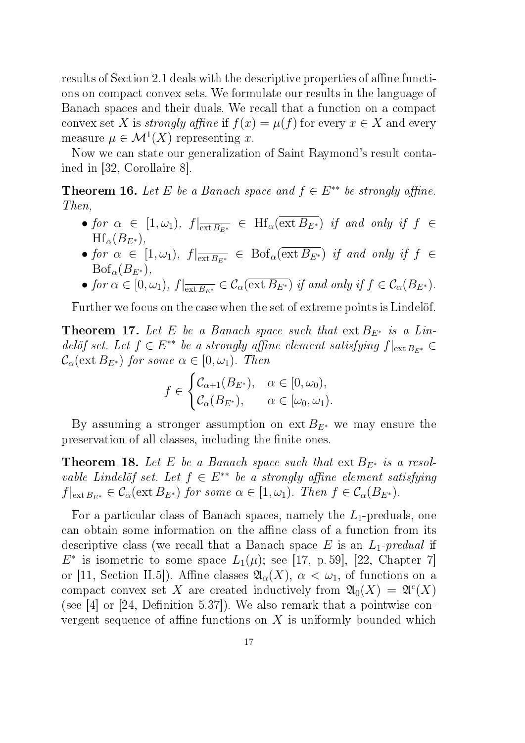results of Section 2.1 deals with the descriptive properties of affine functions on compact convex sets. We formulate our results in the language of Banach spaces and their duals. We recall that a function on a compact convex set $X$ is *strongly affine* if $f(x) = \mu(f)$ for every $x \in X$ and every measure $\mu \in \mathcal{M}^1(X)$ representing $x$.

Now we can state our generalization of Saint Raymond's result contained in [32, Corollaire 8].

**Theorem 16.** *Let $E$ be a Banach space and $f \in E^{**}$ be strongly affine. Then,*

- *for $\alpha \in [1, \omega_1)$, $f|_{\overline{\operatorname{ext} B_{E^*}}} \in \operatorname{Hf}_\alpha(\overline{\operatorname{ext} B_{E^*}})$ if and only if $f \in \operatorname{Hf}_\alpha(B_{E^*})$,*
- *for $\alpha \in [1, \omega_1)$, $f|_{\overline{\operatorname{ext} B_{E^*}}} \in \operatorname{Bof}_\alpha(\overline{\operatorname{ext} B_{E^*}})$ if and only if $f \in \operatorname{Bof}_\alpha(B_{E^*})$,*
- *for $\alpha \in [0, \omega_1)$, $f|_{\overline{\operatorname{ext} B_{E^*}}} \in \mathcal{C}_\alpha(\overline{\operatorname{ext} B_{E^*}})$ if and only if $f \in \mathcal{C}_\alpha(B_{E^*})$.*

Further we focus on the case when the set of extreme points is Lindelöf.

**Theorem 17.** *Let $E$ be a Banach space such that $\operatorname{ext} B_{E^*}$ is a Lindelöf set. Let $f \in E^{**}$ be a strongly affine element satisfying $f|_{\operatorname{ext} B_{E^*}} \in \mathcal{C}_\alpha(\operatorname{ext} B_{E^*})$ for some $\alpha \in [0, \omega_1)$. Then*

$$f \in \begin{cases} \mathcal{C}_{\alpha+1}(B_{E^*}), & \alpha \in [0, \omega_0), \\ \mathcal{C}_\alpha(B_{E^*}), & \alpha \in [\omega_0, \omega_1). \end{cases}$$

By assuming a stronger assumption on $\operatorname{ext} B_{E^*}$ we may ensure the preservation of all classes, including the finite ones.

**Theorem 18.** *Let $E$ be a Banach space such that $\operatorname{ext} B_{E^*}$ is a resolvable Lindelöf set. Let $f \in E^{**}$ be a strongly affine element satisfying $f|_{\operatorname{ext} B_{E^*}} \in \mathcal{C}_\alpha(\operatorname{ext} B_{E^*})$ for some $\alpha \in [1, \omega_1)$. Then $f \in \mathcal{C}_\alpha(B_{E^*})$.*

For a particular class of Banach spaces, namely the $L_1$-preduals, one can obtain some information on the affine class of a function from its descriptive class (we recall that a Banach space $E$ is an $L_1$-*predual* if $E^*$ is isometric to some space $L_1(\mu)$; see [17, p. 59], [22, Chapter 7] or [11, Section II.5]). Affine classes $\mathfrak{A}_\alpha(X)$, $\alpha < \omega_1$, of functions on a compact convex set $X$ are created inductively from $\mathfrak{A}_0(X) = \mathfrak{A}^c(X)$ (see [4] or [24, Definition 5.37]). We also remark that a pointwise convergent sequence of affine functions on $X$ is uniformly bounded which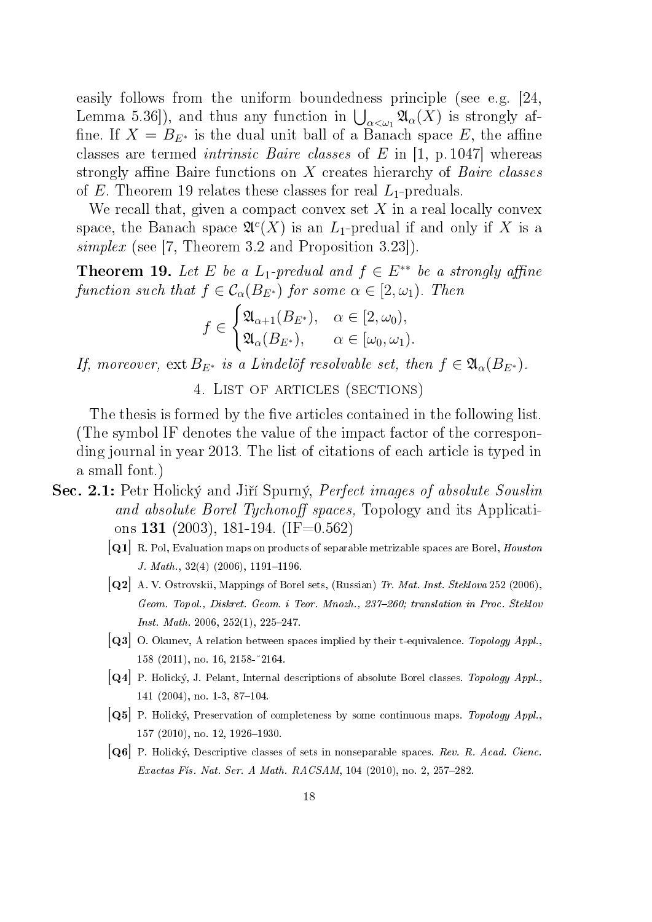easily follows from the uniform boundedness principle (see e.g. [24, Lemma 5.36]), and thus any function in $\bigcup_{\alpha<\omega_1} \mathfrak{A}_\alpha(X)$ is strongly affine. If $X = B_{E^*}$ is the dual unit ball of a Banach space $E$, the affine classes are termed *intrinsic Baire classes* of $E$ in [1, p. 1047] whereas strongly affine Baire functions on $X$ creates hierarchy of *Baire classes* of $E$. Theorem 19 relates these classes for real $L_1$-preduals.

We recall that, given a compact convex set $X$ in a real locally convex space, the Banach space $\mathfrak{A}^c(X)$ is an $L_1$-predual if and only if $X$ is a *simplex* (see [7, Theorem 3.2 and Proposition 3.23]).

**Theorem 19.** *Let $E$ be a $L_1$-predual and $f \in E^{**}$ be a strongly affine function such that $f \in \mathcal{C}_\alpha(B_{E^*})$ for some $\alpha \in [2, \omega_1)$. Then*

$$f \in \begin{cases} \mathfrak{A}_{\alpha+1}(B_{E^*}), & \alpha \in [2, \omega_0), \\ \mathfrak{A}_\alpha(B_{E^*}), & \alpha \in [\omega_0, \omega_1). \end{cases}$$

*If, moreover,* $\operatorname{ext} B_{E^*}$ *is a Lindelöf resolvable set, then* $f \in \mathfrak{A}_\alpha(B_{E^*})$.

## 4. List of articles (sections)

The thesis is formed by the five articles contained in the following list. (The symbol IF denotes the value of the impact factor of the corresponding journal in year 2013. The list of citations of each article is typed in a small font.)

**Sec. 2.1:** Petr Holický and Jiří Spurný, *Perfect images of absolute Souslin and absolute Borel Tychonoff spaces,* Topology and its Applications **131** (2003), 181-194. (IF=0.562)

- **[Q1]** R. Pol, Evaluation maps on products of separable metrizable spaces are Borel, *Houston J. Math.*, 32(4) (2006), 1191–1196.
- **[Q2]** A. V. Ostrovskii, Mappings of Borel sets, (Russian) *Tr. Mat. Inst. Steklova* 252 (2006), *Geom. Topol., Diskret. Geom. i Teor. Mnozh., 237–260; translation in Proc. Steklov Inst. Math.* 2006, 252(1), 225–247.
- **[Q3]** O. Okunev, A relation between spaces implied by their t-equivalence. *Topology Appl.*, 158 (2011), no. 16, 2158-˘2164.
- **[Q4]** P. Holický, J. Pelant, Internal descriptions of absolute Borel classes. *Topology Appl.*, 141 (2004), no. 1-3, 87–104.
- **[Q5]** P. Holický, Preservation of completeness by some continuous maps. *Topology Appl.*, 157 (2010), no. 12, 1926–1930.
- **[Q6]** P. Holický, Descriptive classes of sets in nonseparable spaces. *Rev. R. Acad. Cienc. Exactas Fís. Nat. Ser. A Math. RACSAM*, 104 (2010), no. 2, 257–282.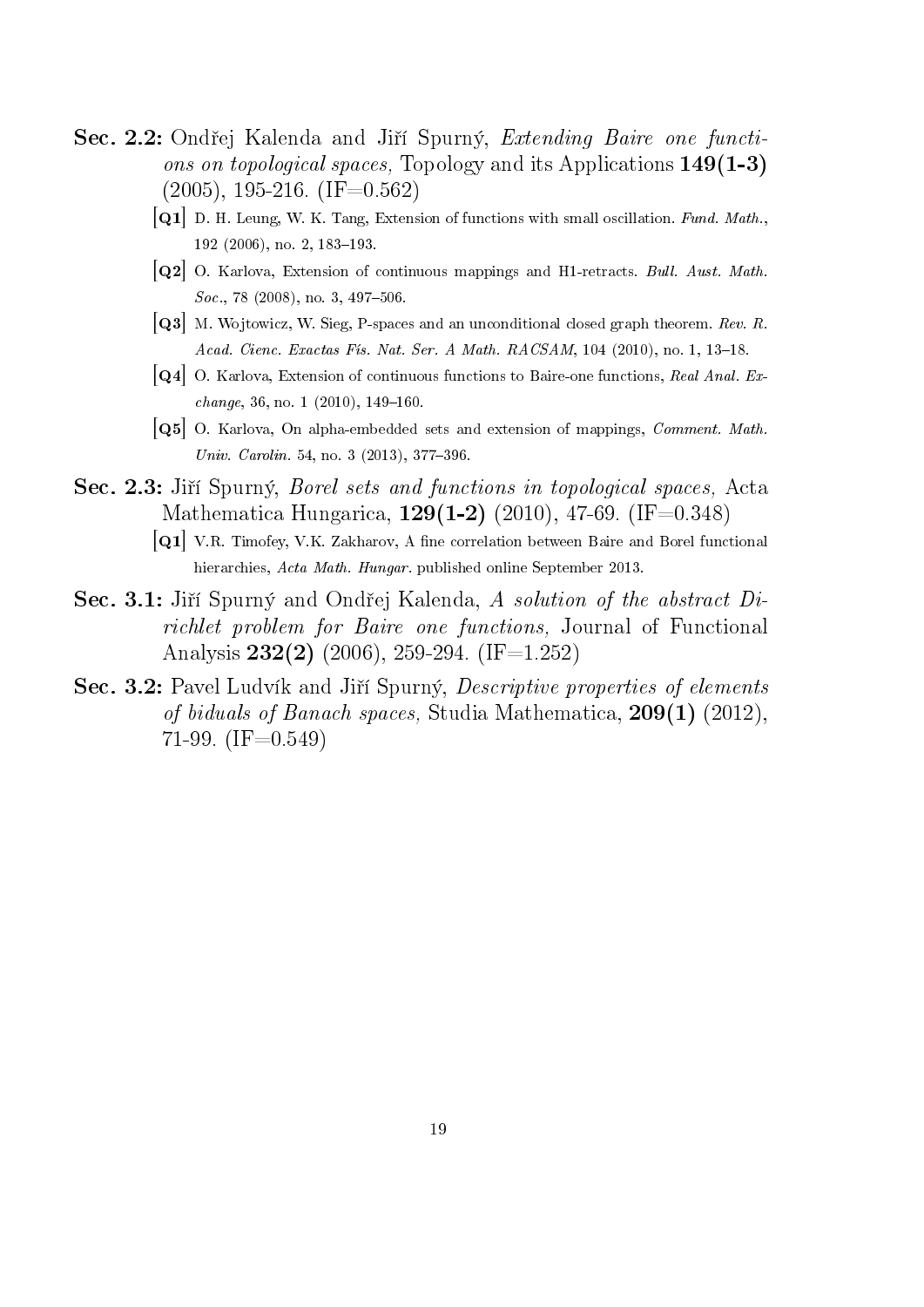**Sec. 2.2:** Ondřej Kalenda and Jiří Spurný, *Extending Baire one functions on topological spaces,* Topology and its Applications **149(1-3)** (2005), 195-216. (IF=0.562)

- **[Q1]** D. H. Leung, W. K. Tang, Extension of functions with small oscillation. *Fund. Math.*, 192 (2006), no. 2, 183–193.
- **[Q2]** O. Karlova, Extension of continuous mappings and H1-retracts. *Bull. Aust. Math. Soc.*, 78 (2008), no. 3, 497–506.
- **[Q3]** M. Wojtowicz, W. Sieg, P-spaces and an unconditional closed graph theorem. *Rev. R. Acad. Cienc. Exactas Fís. Nat. Ser. A Math. RACSAM*, 104 (2010), no. 1, 13–18.
- **[Q4]** O. Karlova, Extension of continuous functions to Baire-one functions, *Real Anal. Exchange*, 36, no. 1 (2010), 149–160.
- **[Q5]** O. Karlova, On alpha-embedded sets and extension of mappings, *Comment. Math. Univ. Carolin.* 54, no. 3 (2013), 377–396.

**Sec. 2.3:** Jiří Spurný, *Borel sets and functions in topological spaces,* Acta Mathematica Hungarica, **129(1-2)** (2010), 47-69. (IF=0.348)

- **[Q1]** V.R. Timofey, V.K. Zakharov, A fine correlation between Baire and Borel functional hierarchies, *Acta Math. Hungar.* published online September 2013.

**Sec. 3.1:** Jiří Spurný and Ondřej Kalenda, *A solution of the abstract Dirichlet problem for Baire one functions,* Journal of Functional Analysis **232(2)** (2006), 259-294. (IF=1.252)

**Sec. 3.2:** Pavel Ludvík and Jiří Spurný, *Descriptive properties of elements of biduals of Banach spaces,* Studia Mathematica, **209(1)** (2012), 71-99. (IF=0.549)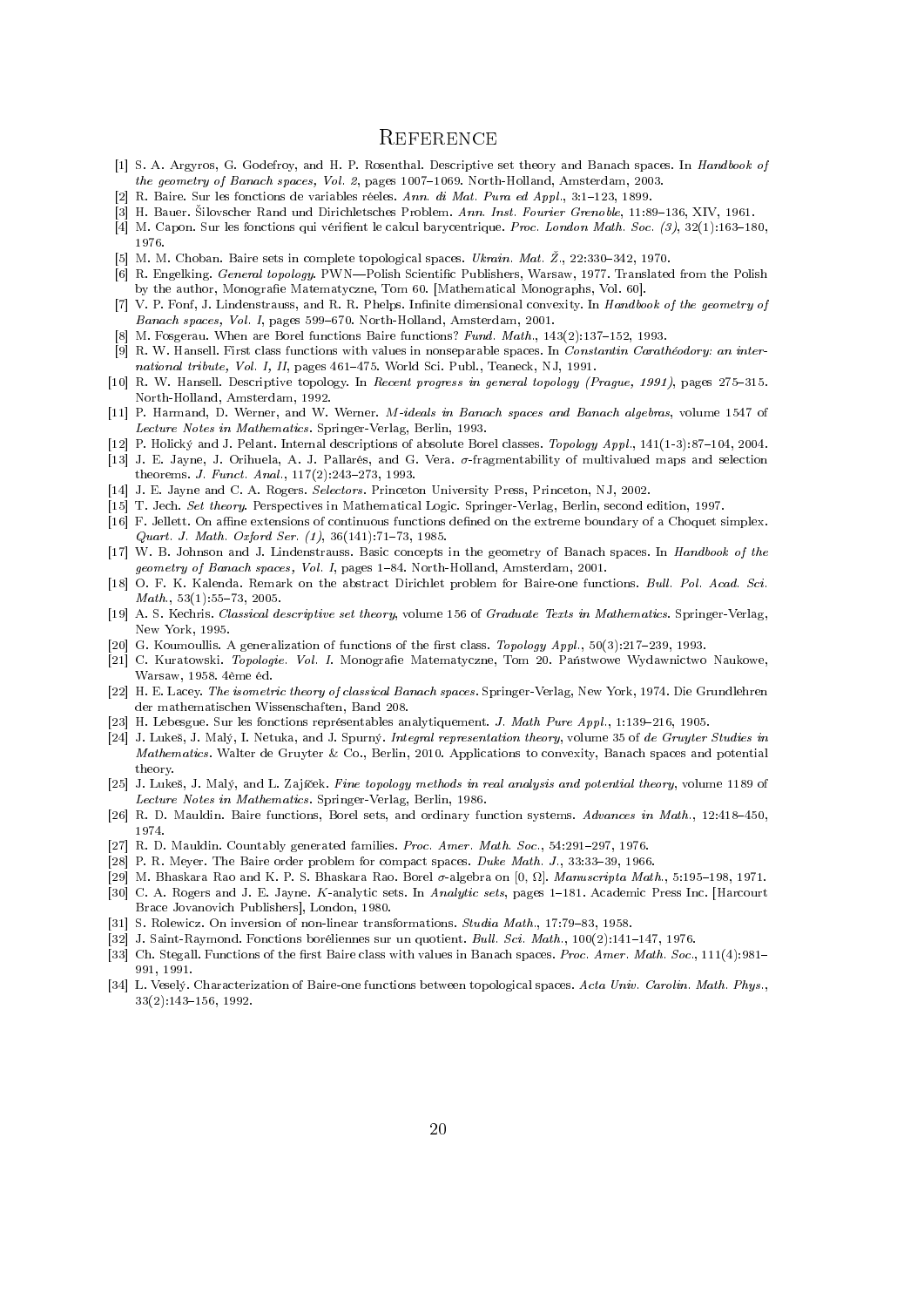# Reference

[1] S. A. Argyros, G. Godefroy, and H. P. Rosenthal. Descriptive set theory and Banach spaces. In *Handbook of the geometry of Banach spaces, Vol. 2*, pages 1007–1069. North-Holland, Amsterdam, 2003.

[2] R. Baire. Sur les fonctions de variables réeles. *Ann. di Mat. Pura ed Appl.*, 3:1–123, 1899.

[3] H. Bauer. Šilovscher Rand und Dirichletsches Problem. *Ann. Inst. Fourier Grenoble*, 11:89–136, XIV, 1961.

[4] M. Capon. Sur les fonctions qui vérifient le calcul barycentrique. *Proc. London Math. Soc. (3)*, 32(1):163–180, 1976.

[5] M. M. Choban. Baire sets in complete topological spaces. *Ukrain. Mat. Ž.*, 22:330–342, 1970.

[6] R. Engelking. *General topology*. PWN—Polish Scientific Publishers, Warsaw, 1977. Translated from the Polish by the author, Monografie Matematyczne, Tom 60. [Mathematical Monographs, Vol. 60].

[7] V. P. Fonf, J. Lindenstrauss, and R. R. Phelps. Infinite dimensional convexity. In *Handbook of the geometry of Banach spaces, Vol. I*, pages 599–670. North-Holland, Amsterdam, 2001.

[8] M. Fosgerau. When are Borel functions Baire functions? *Fund. Math.*, 143(2):137–152, 1993.

[9] R. W. Hansell. First class functions with values in nonseparable spaces. In *Constantin Carathéodory: an international tribute, Vol. I, II*, pages 461–475. World Sci. Publ., Teaneck, NJ, 1991.

[10] R. W. Hansell. Descriptive topology. In *Recent progress in general topology (Prague, 1991)*, pages 275–315. North-Holland, Amsterdam, 1992.

[11] P. Harmand, D. Werner, and W. Werner. *M-ideals in Banach spaces and Banach algebras*, volume 1547 of *Lecture Notes in Mathematics*. Springer-Verlag, Berlin, 1993.

[12] P. Holický and J. Pelant. Internal descriptions of absolute Borel classes. *Topology Appl.*, 141(1-3):87–104, 2004.

[13] J. E. Jayne, J. Orihuela, A. J. Pallarés, and G. Vera. $\sigma$-fragmentability of multivalued maps and selection theorems. *J. Funct. Anal.*, 117(2):243–273, 1993.

[14] J. E. Jayne and C. A. Rogers. *Selectors*. Princeton University Press, Princeton, NJ, 2002.

[15] T. Jech. *Set theory*. Perspectives in Mathematical Logic. Springer-Verlag, Berlin, second edition, 1997.

[16] F. Jellett. On affine extensions of continuous functions defined on the extreme boundary of a Choquet simplex. *Quart. J. Math. Oxford Ser. (1)*, 36(141):71–73, 1985.

[17] W. B. Johnson and J. Lindenstrauss. Basic concepts in the geometry of Banach spaces. In *Handbook of the geometry of Banach spaces, Vol. I*, pages 1–84. North-Holland, Amsterdam, 2001.

[18] O. F. K. Kalenda. Remark on the abstract Dirichlet problem for Baire-one functions. *Bull. Pol. Acad. Sci. Math.*, 53(1):55–73, 2005.

[19] A. S. Kechris. *Classical descriptive set theory*, volume 156 of *Graduate Texts in Mathematics*. Springer-Verlag, New York, 1995.

[20] G. Koumoullis. A generalization of functions of the first class. *Topology Appl.*, 50(3):217–239, 1993.

[21] C. Kuratowski. *Topologie. Vol. I*. Monografie Matematyczne, Tom 20. Państwowe Wydawnictwo Naukowe, Warsaw, 1958. 4ème éd.

[22] H. E. Lacey. *The isometric theory of classical Banach spaces*. Springer-Verlag, New York, 1974. Die Grundlehren der mathematischen Wissenschaften, Band 208.

[23] H. Lebesgue. Sur les fonctions représentables analytiquement. *J. Math Pure Appl.*, 1:139–216, 1905.

[24] J. Lukeš, J. Malý, I. Netuka, and J. Spurný. *Integral representation theory*, volume 35 of *de Gruyter Studies in Mathematics*. Walter de Gruyter & Co., Berlin, 2010. Applications to convexity, Banach spaces and potential theory.

[25] J. Lukeš, J. Malý, and L. Zajíček. *Fine topology methods in real analysis and potential theory*, volume 1189 of *Lecture Notes in Mathematics*. Springer-Verlag, Berlin, 1986.

[26] R. D. Mauldin. Baire functions, Borel sets, and ordinary function systems. *Advances in Math.*, 12:418–450, 1974.

[27] R. D. Mauldin. Countably generated families. *Proc. Amer. Math. Soc.*, 54:291–297, 1976.

[28] P. R. Meyer. The Baire order problem for compact spaces. *Duke Math. J.*, 33:33–39, 1966.

[29] M. Bhaskara Rao and K. P. S. Bhaskara Rao. Borel $\sigma$-algebra on $[0, \Omega]$. *Manuscripta Math.*, 5:195–198, 1971.

[30] C. A. Rogers and J. E. Jayne. $K$-analytic sets. In *Analytic sets*, pages 1–181. Academic Press Inc. [Harcourt Brace Jovanovich Publishers], London, 1980.

[31] S. Rolewicz. On inversion of non-linear transformations. *Studia Math.*, 17:79–83, 1958.

[32] J. Saint-Raymond. Fonctions boréliennes sur un quotient. *Bull. Sci. Math.*, 100(2):141–147, 1976.

[33] Ch. Stegall. Functions of the first Baire class with values in Banach spaces. *Proc. Amer. Math. Soc.*, 111(4):981–991, 1991.

[34] L. Veselý. Characterization of Baire-one functions between topological spaces. *Acta Univ. Carolin. Math. Phys.*, 33(2):143–156, 1992.